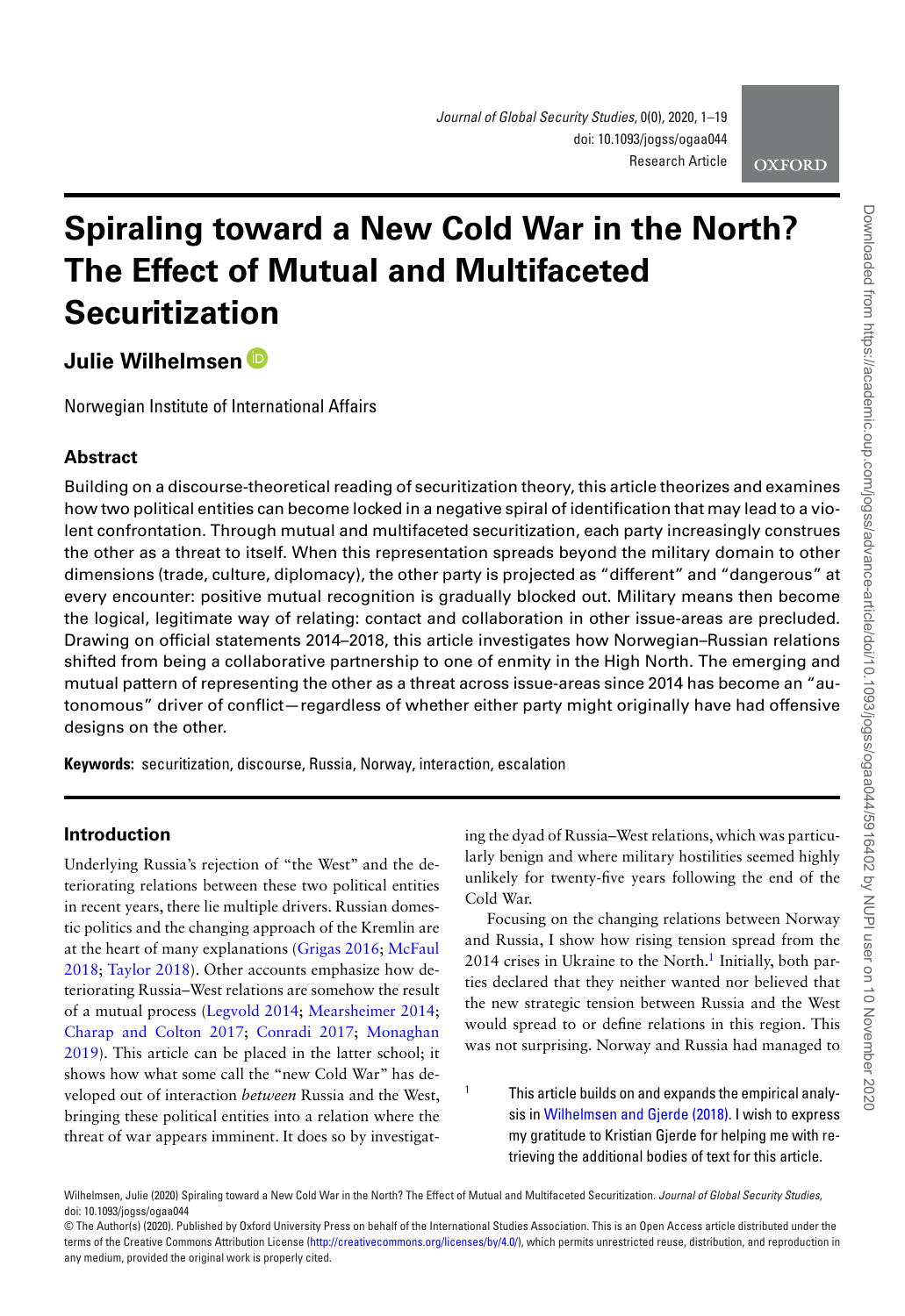# Spiraling toward a New Cold War in the North? The Effect of Mutual and Multifaceted Securitization

**Julie Wilhelmsen**

Norwegian Institute of International Affairs

## Abstract

Building on a discourse-theoretical reading of securitization theory, this article theorizes and examines how two political entities can become locked in a negative spiral of identification that may lead to a violent confrontation. Through mutual and multifaceted securitization, each party increasingly construes the other as a threat to itself. When this representation spreads beyond the military domain to other dimensions (trade, culture, diplomacy), the other party is projected as "different" and "dangerous" at every encounter: positive mutual recognition is gradually blocked out. Military means then become the logical, legitimate way of relating: contact and collaboration in other issue-areas are precluded. Drawing on official statements 2014–2018, this article investigates how Norwegian–Russian relations shifted from being a collaborative partnership to one of enmity in the High North. The emerging and mutual pattern of representing the other as a threat across issue-areas since 2014 has become an "autonomous" driver of conflict—regardless of whether either party might originally have had offensive designs on the other.

**Keywords:** securitization, discourse, Russia, Norway, interaction, escalation

## Introduction

Underlying Russia's rejection of "the West" and the deteriorating relations between these two political entities in recent years, there lie multiple drivers. Russian domestic politics and the changing approach of the Kremlin are at the heart of many explanations (Grigas 2016; McFaul 2018; Taylor 2018). Other accounts emphasize how deteriorating Russia–West relations are somehow the result of a mutual process (Legvold 2014; Mearsheimer 2014; Charap and Colton 2017; Conradi 2017; Monaghan 2019). This article can be placed in the latter school; it shows how what some call the "new Cold War" has developed out of interaction *between* Russia and the West, bringing these political entities into a relation where the threat of war appears imminent. It does so by investigating the dyad of Russia–West relations, which was particularly benign and where military hostilities seemed highly unlikely for twenty-five years following the end of the Cold War.

Focusing on the changing relations between Norway and Russia, I show how rising tension spread from the 2014 crises in Ukraine to the North.[1] Initially, both parties declared that they neither wanted nor believed that the new strategic tension between Russia and the West would spread to or define relations in this region. This was not surprising. Norway and Russia had managed to

[1] This article builds on and expands the empirical analysis in Wilhelmsen and Gjerde (2018). I wish to express my gratitude to Kristian Gjerde for helping me with retrieving the additional bodies of text for this article.

Wilhelmsen, Julie (2020) Spiraling toward a New Cold War in the North? The Effect of Mutual and Multifaceted Securitization. *Journal of Global Security Studies*, doi: 10.1093/jogss/ogaa044

© The Author(s) (2020). Published by Oxford University Press on behalf of the International Studies Association. This is an Open Access article distributed under the terms of the Creative Commons Attribution License (http://creativecommons.org/licenses/by/4.0/), which permits unrestricted reuse, distribution, and reproduction in any medium, provided the original work is properly cited.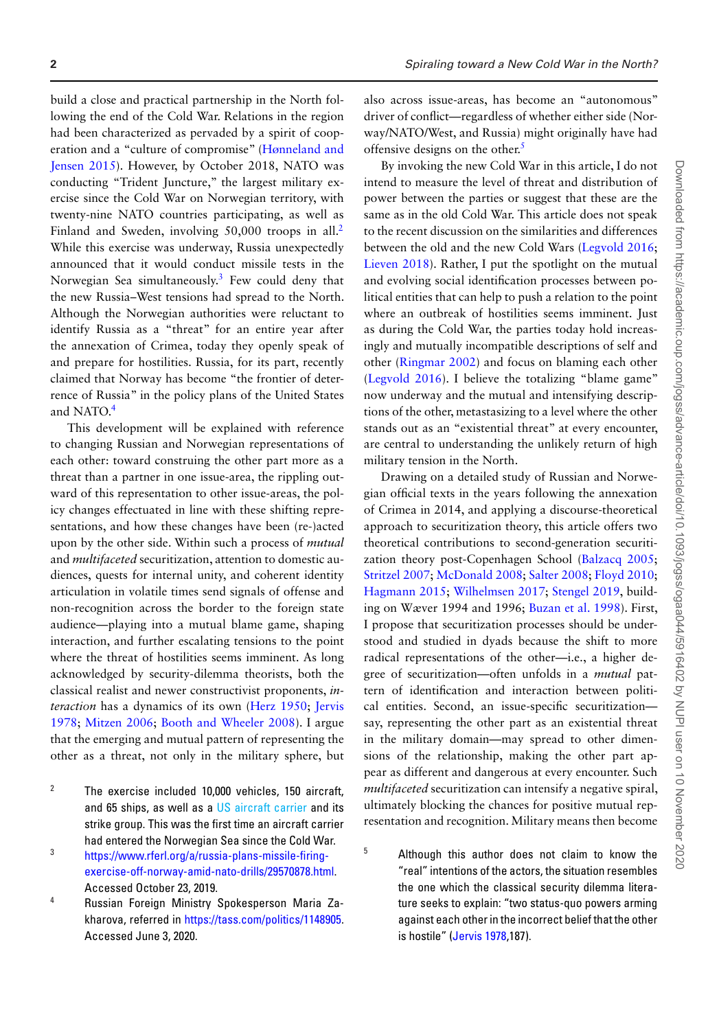build a close and practical partnership in the North following the end of the Cold War. Relations in the region had been characterized as pervaded by a spirit of cooperation and a "culture of compromise" (Hønneland and Jensen 2015). However, by October 2018, NATO was conducting "Trident Juncture," the largest military exercise since the Cold War on Norwegian territory, with twenty-nine NATO countries participating, as well as Finland and Sweden, involving 50,000 troops in all.[2] While this exercise was underway, Russia unexpectedly announced that it would conduct missile tests in the Norwegian Sea simultaneously.[3] Few could deny that the new Russia–West tensions had spread to the North. Although the Norwegian authorities were reluctant to identify Russia as a "threat" for an entire year after the annexation of Crimea, today they openly speak of and prepare for hostilities. Russia, for its part, recently claimed that Norway has become "the frontier of deterrence of Russia" in the policy plans of the United States and NATO.[4]

This development will be explained with reference to changing Russian and Norwegian representations of each other: toward construing the other part more as a threat than a partner in one issue-area, the rippling outward of this representation to other issue-areas, the policy changes effectuated in line with these shifting representations, and how these changes have been (re-)acted upon by the other side. Within such a process of *mutual* and *multifaceted* securitization, attention to domestic audiences, quests for internal unity, and coherent identity articulation in volatile times send signals of offense and non-recognition across the border to the foreign state audience—playing into a mutual blame game, shaping interaction, and further escalating tensions to the point where the threat of hostilities seems imminent. As long acknowledged by security-dilemma theorists, both the classical realist and newer constructivist proponents, *interaction* has a dynamics of its own (Herz 1950; Jervis 1978; Mitzen 2006; Booth and Wheeler 2008). I argue that the emerging and mutual pattern of representing the other as a threat, not only in the military sphere, but also across issue-areas, has become an "autonomous" driver of conflict—regardless of whether either side (Norway/NATO/West, and Russia) might originally have had offensive designs on the other.[5]

By invoking the new Cold War in this article, I do not intend to measure the level of threat and distribution of power between the parties or suggest that these are the same as in the old Cold War. This article does not speak to the recent discussion on the similarities and differences between the old and the new Cold Wars (Legvold 2016; Lieven 2018). Rather, I put the spotlight on the mutual and evolving social identification processes between political entities that can help to push a relation to the point where an outbreak of hostilities seems imminent. Just as during the Cold War, the parties today hold increasingly and mutually incompatible descriptions of self and other (Ringmar 2002) and focus on blaming each other (Legvold 2016). I believe the totalizing "blame game" now underway and the mutual and intensifying descriptions of the other, metastasizing to a level where the other stands out as an "existential threat" at every encounter, are central to understanding the unlikely return of high military tension in the North.

Drawing on a detailed study of Russian and Norwegian official texts in the years following the annexation of Crimea in 2014, and applying a discourse-theoretical approach to securitization theory, this article offers two theoretical contributions to second-generation securitization theory post-Copenhagen School (Balzacq 2005; Stritzel 2007; McDonald 2008; Salter 2008; Floyd 2010; Hagmann 2015; Wilhelmsen 2017; Stengel 2019, building on Wæver 1994 and 1996; Buzan et al. 1998). First, I propose that securitization processes should be understood and studied in dyads because the shift to more radical representations of the other—i.e., a higher degree of securitization—often unfolds in a *mutual* pattern of identification and interaction between political entities. Second, an issue-specific securitization—say, representing the other part as an existential threat in the military domain—may spread to other dimensions of the relationship, making the other part appear as different and dangerous at every encounter. Such *multifaceted* securitization can intensify a negative spiral, ultimately blocking the chances for positive mutual representation and recognition. Military means then become

[2] The exercise included 10,000 vehicles, 150 aircraft, and 65 ships, as well as a US aircraft carrier and its strike group. This was the first time an aircraft carrier had entered the Norwegian Sea since the Cold War.

[3] https://www.rferl.org/a/russia-plans-missile-firing-exercise-off-norway-amid-nato-drills/29570878.html. Accessed October 23, 2019.

[4] Russian Foreign Ministry Spokesperson Maria Zakharova, referred in https://tass.com/politics/1148905. Accessed June 3, 2020.

[5] Although this author does not claim to know the "real" intentions of the actors, the situation resembles the one which the classical security dilemma literature seeks to explain: "two status-quo powers arming against each other in the incorrect belief that the other is hostile" (Jervis 1978,187).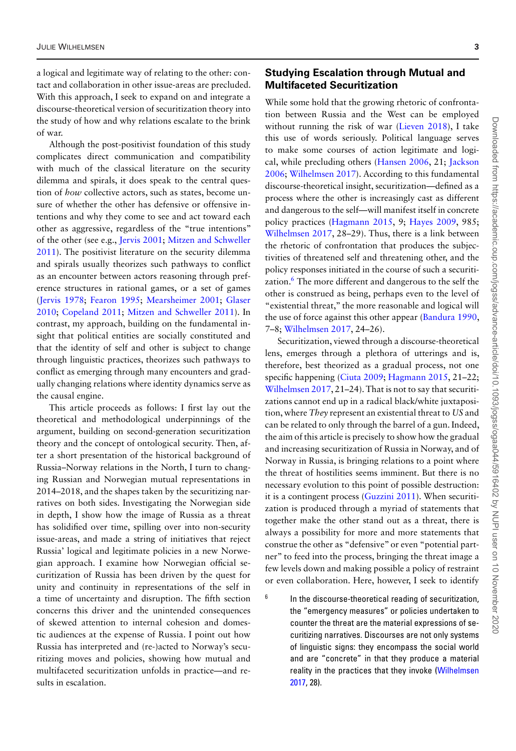a logical and legitimate way of relating to the other: contact and collaboration in other issue-areas are precluded. With this approach, I seek to expand on and integrate a discourse-theoretical version of securitization theory into the study of how and why relations escalate to the brink of war.

Although the post-positivist foundation of this study complicates direct communication and compatibility with much of the classical literature on the security dilemma and spirals, it does speak to the central question of *how* collective actors, such as states, become unsure of whether the other has defensive or offensive intentions and why they come to see and act toward each other as aggressive, regardless of the "true intentions" of the other (see e.g., Jervis 2001; Mitzen and Schweller 2011). The positivist literature on the security dilemma and spirals usually theorizes such pathways to conflict as an encounter between actors reasoning through preference structures in rational games, or a set of games (Jervis 1978; Fearon 1995; Mearsheimer 2001; Glaser 2010; Copeland 2011; Mitzen and Schweller 2011). In contrast, my approach, building on the fundamental insight that political entities are socially constituted and that the identity of self and other is subject to change through linguistic practices, theorizes such pathways to conflict as emerging through many encounters and gradually changing relations where identity dynamics serve as the causal engine.

This article proceeds as follows: I first lay out the theoretical and methodological underpinnings of the argument, building on second-generation securitization theory and the concept of ontological security. Then, after a short presentation of the historical background of Russia–Norway relations in the North, I turn to changing Russian and Norwegian mutual representations in 2014–2018, and the shapes taken by the securitizing narratives on both sides. Investigating the Norwegian side in depth, I show how the image of Russia as a threat has solidified over time, spilling over into non-security issue-areas, and made a string of initiatives that reject Russia' logical and legitimate policies in a new Norwegian approach. I examine how Norwegian official securitization of Russia has been driven by the quest for unity and continuity in representations of the self in a time of uncertainty and disruption. The fifth section concerns this driver and the unintended consequences of skewed attention to internal cohesion and domestic audiences at the expense of Russia. I point out how Russia has interpreted and (re-)acted to Norway's securitizing moves and policies, showing how mutual and multifaceted securitization unfolds in practice—and results in escalation.

## Studying Escalation through Mutual and Multifaceted Securitization

While some hold that the growing rhetoric of confrontation between Russia and the West can be employed without running the risk of war (Lieven 2018), I take this use of words seriously. Political language serves to make some courses of action legitimate and logical, while precluding others (Hansen 2006, 21; Jackson 2006; Wilhelmsen 2017). According to this fundamental discourse-theoretical insight, securitization—defined as a process where the other is increasingly cast as different and dangerous to the self—will manifest itself in concrete policy practices (Hagmann 2015, 9; Hayes 2009, 985; Wilhelmsen 2017, 28–29). Thus, there is a link between the rhetoric of confrontation that produces the subjectivities of threatened self and threatening other, and the policy responses initiated in the course of such a securitization.[6] The more different and dangerous to the self the other is construed as being, perhaps even to the level of "existential threat," the more reasonable and logical will the use of force against this other appear (Bandura 1990, 7–8; Wilhelmsen 2017, 24–26).

Securitization, viewed through a discourse-theoretical lens, emerges through a plethora of utterings and is, therefore, best theorized as a gradual process, not one specific happening (Ciuta 2009; Hagmann 2015, 21–22; Wilhelmsen 2017, 21–24). That is not to say that securitizations cannot end up in a radical black/white juxtaposition, where *They* represent an existential threat to *US* and can be related to only through the barrel of a gun. Indeed, the aim of this article is precisely to show how the gradual and increasing securitization of Russia in Norway, and of Norway in Russia, is bringing relations to a point where the threat of hostilities seems imminent. But there is no necessary evolution to this point of possible destruction: it is a contingent process (Guzzini 2011). When securitization is produced through a myriad of statements that together make the other stand out as a threat, there is always a possibility for more and more statements that construe the other as "defensive" or even "potential partner" to feed into the process, bringing the threat image a few levels down and making possible a policy of restraint or even collaboration. Here, however, I seek to identify

[6] In the discourse-theoretical reading of securitization, the "emergency measures" or policies undertaken to counter the threat are the material expressions of securitizing narratives. Discourses are not only systems of linguistic signs: they encompass the social world and are "concrete" in that they produce a material reality in the practices that they invoke (Wilhelmsen 2017, 28).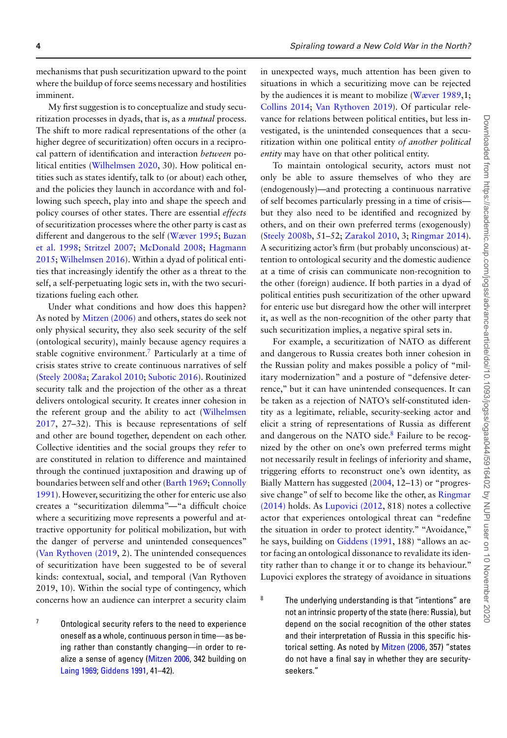mechanisms that push securitization upward to the point where the buildup of force seems necessary and hostilities imminent.

My first suggestion is to conceptualize and study securitization processes in dyads, that is, as a *mutual* process. The shift to more radical representations of the other (a higher degree of securitization) often occurs in a reciprocal pattern of identification and interaction *between* political entities (Wilhelmsen 2020, 30). How political entities such as states identify, talk to (or about) each other, and the policies they launch in accordance with and following such speech, play into and shape the speech and policy courses of other states. There are essential *effects* of securitization processes where the other party is cast as different and dangerous to the self (Wæver 1995; Buzan et al. 1998; Stritzel 2007; McDonald 2008; Hagmann 2015; Wilhelmsen 2016). Within a dyad of political entities that increasingly identify the other as a threat to the self, a self-perpetuating logic sets in, with the two securitizations fueling each other.

Under what conditions and how does this happen? As noted by Mitzen (2006) and others, states do seek not only physical security, they also seek security of the self (ontological security), mainly because agency requires a stable cognitive environment.[7] Particularly at a time of crisis states strive to create continuous narratives of self (Steely 2008a; Zarakol 2010; Subotic 2016). Routinized security talk and the projection of the other as a threat delivers ontological security. It creates inner cohesion in the referent group and the ability to act (Wilhelmsen 2017, 27–32). This is because representations of self and other are bound together, dependent on each other. Collective identities and the social groups they refer to are constituted in relation to difference and maintained through the continued juxtaposition and drawing up of boundaries between self and other (Barth 1969; Connolly 1991). However, securitizing the other for enteric use also creates a "securitization dilemma"—"a difficult choice where a securitizing move represents a powerful and attractive opportunity for political mobilization, but with the danger of perverse and unintended consequences" (Van Rythoven (2019, 2). The unintended consequences of securitization have been suggested to be of several kinds: contextual, social, and temporal (Van Rythoven 2019, 10). Within the social type of contingency, which concerns how an audience can interpret a security claim in unexpected ways, much attention has been given to situations in which a securitizing move can be rejected by the audiences it is meant to mobilize (Wæver 1989,1; Collins 2014; Van Rythoven 2019). Of particular relevance for relations between political entities, but less investigated, is the unintended consequences that a securitization within one political entity *of another political entity* may have on that other political entity.

To maintain ontological security, actors must not only be able to assure themselves of who they are (endogenously)—and protecting a continuous narrative of self becomes particularly pressing in a time of crisis—but they also need to be identified and recognized by others, and on their own preferred terms (exogenously) (Steely 2008b, 51–52; Zarakol 2010, 3; Ringmar 2014). A securitizing actor's firm (but probably unconscious) attention to ontological security and the domestic audience at a time of crisis can communicate non-recognition to the other (foreign) audience. If both parties in a dyad of political entities push securitization of the other upward for enteric use but disregard how the other will interpret it, as well as the non-recognition of the other party that such securitization implies, a negative spiral sets in.

For example, a securitization of NATO as different and dangerous to Russia creates both inner cohesion in the Russian polity and makes possible a policy of "military modernization" and a posture of "defensive deterrence," but it can have unintended consequences. It can be taken as a rejection of NATO's self-constituted identity as a legitimate, reliable, security-seeking actor and elicit a string of representations of Russia as different and dangerous on the NATO side.[8] Failure to be recognized by the other on one's own preferred terms might not necessarily result in feelings of inferiority and shame, triggering efforts to reconstruct one's own identity, as Bially Mattern has suggested (2004, 12–13) or "progressive change" of self to become like the other, as Ringmar (2014) holds. As Lupovici (2012, 818) notes a collective actor that experiences ontological threat can "redefine the situation in order to protect identity." "Avoidance," he says, building on Giddens (1991, 188) "allows an actor facing an ontological dissonance to revalidate its identity rather than to change it or to change its behaviour." Lupovici explores the strategy of avoidance in situations

[7] Ontological security refers to the need to experience oneself as a whole, continuous person in time—as being rather than constantly changing—in order to realize a sense of agency (Mitzen 2006, 342 building on Laing 1969; Giddens 1991, 41–42).

[8] The underlying understanding is that "intentions" are not an intrinsic property of the state (here: Russia), but depend on the social recognition of the other states and their interpretation of Russia in this specific historical setting. As noted by Mitzen (2006, 357) "states do not have a final say in whether they are security-seekers."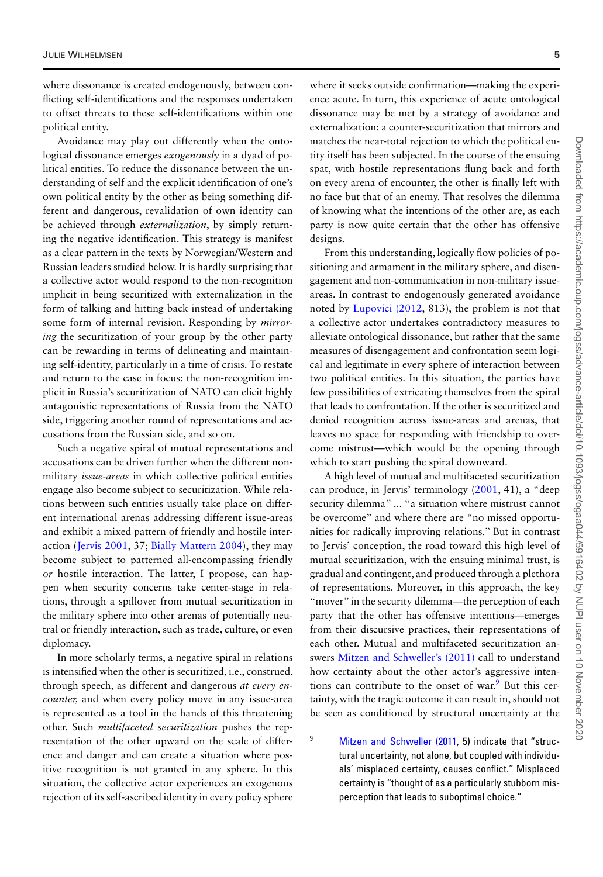where dissonance is created endogenously, between conflicting self-identifications and the responses undertaken to offset threats to these self-identifications within one political entity.

Avoidance may play out differently when the ontological dissonance emerges *exogenously* in a dyad of political entities. To reduce the dissonance between the understanding of self and the explicit identification of one's own political entity by the other as being something different and dangerous, revalidation of own identity can be achieved through *externalization*, by simply returning the negative identification. This strategy is manifest as a clear pattern in the texts by Norwegian/Western and Russian leaders studied below. It is hardly surprising that a collective actor would respond to the non-recognition implicit in being securitized with externalization in the form of talking and hitting back instead of undertaking some form of internal revision. Responding by *mirroring* the securitization of your group by the other party can be rewarding in terms of delineating and maintaining self-identity, particularly in a time of crisis. To restate and return to the case in focus: the non-recognition implicit in Russia's securitization of NATO can elicit highly antagonistic representations of Russia from the NATO side, triggering another round of representations and accusations from the Russian side, and so on.

Such a negative spiral of mutual representations and accusations can be driven further when the different non-military *issue-areas* in which collective political entities engage also become subject to securitization. While relations between such entities usually take place on different international arenas addressing different issue-areas and exhibit a mixed pattern of friendly and hostile interaction (Jervis 2001, 37; Bially Mattern 2004), they may become subject to patterned all-encompassing friendly *or* hostile interaction. The latter, I propose, can happen when security concerns take center-stage in relations, through a spillover from mutual securitization in the military sphere into other arenas of potentially neutral or friendly interaction, such as trade, culture, or even diplomacy.

In more scholarly terms, a negative spiral in relations is intensified when the other is securitized, i.e., construed, through speech, as different and dangerous *at every encounter,* and when every policy move in any issue-area is represented as a tool in the hands of this threatening other. Such *multifaceted securitization* pushes the representation of the other upward on the scale of difference and danger and can create a situation where positive recognition is not granted in any sphere. In this situation, the collective actor experiences an exogenous rejection of its self-ascribed identity in every policy sphere where it seeks outside confirmation—making the experience acute. In turn, this experience of acute ontological dissonance may be met by a strategy of avoidance and externalization: a counter-securitization that mirrors and matches the near-total rejection to which the political entity itself has been subjected. In the course of the ensuing spat, with hostile representations flung back and forth on every arena of encounter, the other is finally left with no face but that of an enemy. That resolves the dilemma of knowing what the intentions of the other are, as each party is now quite certain that the other has offensive designs.

From this understanding, logically flow policies of positioning and armament in the military sphere, and disengagement and non-communication in non-military issue-areas. In contrast to endogenously generated avoidance noted by Lupovici (2012, 813), the problem is not that a collective actor undertakes contradictory measures to alleviate ontological dissonance, but rather that the same measures of disengagement and confrontation seem logical and legitimate in every sphere of interaction between two political entities. In this situation, the parties have few possibilities of extricating themselves from the spiral that leads to confrontation. If the other is securitized and denied recognition across issue-areas and arenas, that leaves no space for responding with friendship to overcome mistrust—which would be the opening through which to start pushing the spiral downward.

A high level of mutual and multifaceted securitization can produce, in Jervis' terminology (2001, 41), a "deep security dilemma" ... "a situation where mistrust cannot be overcome" and where there are "no missed opportunities for radically improving relations." But in contrast to Jervis' conception, the road toward this high level of mutual securitization, with the ensuing minimal trust, is gradual and contingent, and produced through a plethora of representations. Moreover, in this approach, the key "mover" in the security dilemma—the perception of each party that the other has offensive intentions—emerges from their discursive practices, their representations of each other. Mutual and multifaceted securitization answers Mitzen and Schweller's (2011) call to understand how certainty about the other actor's aggressive intentions can contribute to the onset of war.[9] But this certainty, with the tragic outcome it can result in, should not be seen as conditioned by structural uncertainty at the

[9] Mitzen and Schweller (2011, 5) indicate that "structural uncertainty, not alone, but coupled with individuals' misplaced certainty, causes conflict." Misplaced certainty is "thought of as a particularly stubborn misperception that leads to suboptimal choice."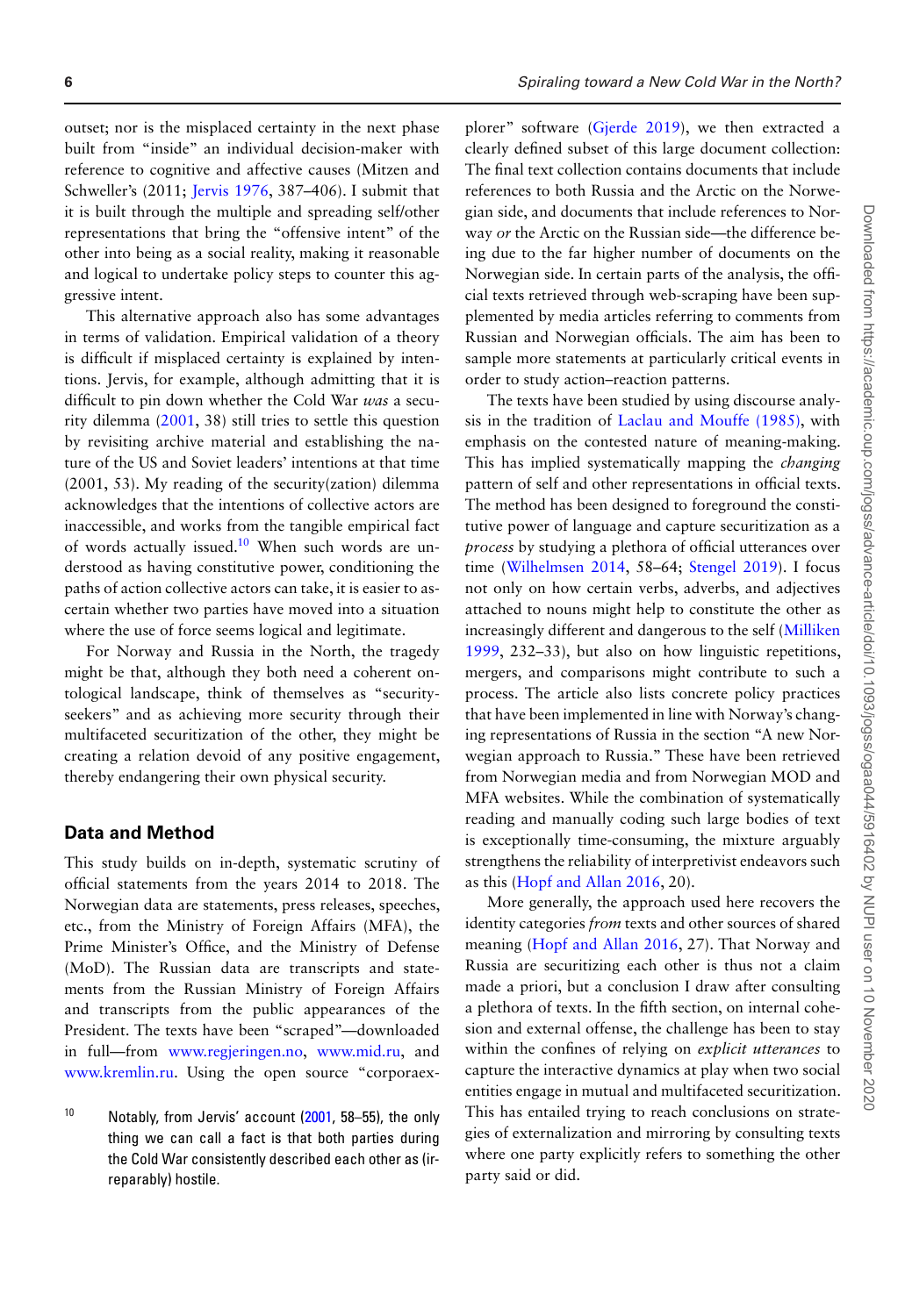outset; nor is the misplaced certainty in the next phase built from "inside" an individual decision-maker with reference to cognitive and affective causes (Mitzen and Schweller's (2011; Jervis 1976, 387–406). I submit that it is built through the multiple and spreading self/other representations that bring the "offensive intent" of the other into being as a social reality, making it reasonable and logical to undertake policy steps to counter this aggressive intent.

This alternative approach also has some advantages in terms of validation. Empirical validation of a theory is difficult if misplaced certainty is explained by intentions. Jervis, for example, although admitting that it is difficult to pin down whether the Cold War *was* a security dilemma (2001, 38) still tries to settle this question by revisiting archive material and establishing the nature of the US and Soviet leaders' intentions at that time (2001, 53). My reading of the security(zation) dilemma acknowledges that the intentions of collective actors are inaccessible, and works from the tangible empirical fact of words actually issued.[10] When such words are understood as having constitutive power, conditioning the paths of action collective actors can take, it is easier to ascertain whether two parties have moved into a situation where the use of force seems logical and legitimate.

For Norway and Russia in the North, the tragedy might be that, although they both need a coherent ontological landscape, think of themselves as "security-seekers" and as achieving more security through their multifaceted securitization of the other, they might be creating a relation devoid of any positive engagement, thereby endangering their own physical security.

## Data and Method

This study builds on in-depth, systematic scrutiny of official statements from the years 2014 to 2018. The Norwegian data are statements, press releases, speeches, etc., from the Ministry of Foreign Affairs (MFA), the Prime Minister's Office, and the Ministry of Defense (MoD). The Russian data are transcripts and statements from the Russian Ministry of Foreign Affairs and transcripts from the public appearances of the President. The texts have been "scraped"—downloaded in full—from www.regjeringen.no, www.mid.ru, and www.kremlin.ru. Using the open source "corporaexplorer" software (Gjerde 2019), we then extracted a clearly defined subset of this large document collection: The final text collection contains documents that include references to both Russia and the Arctic on the Norwegian side, and documents that include references to Norway *or* the Arctic on the Russian side—the difference being due to the far higher number of documents on the Norwegian side. In certain parts of the analysis, the official texts retrieved through web-scraping have been supplemented by media articles referring to comments from Russian and Norwegian officials. The aim has been to sample more statements at particularly critical events in order to study action–reaction patterns.

The texts have been studied by using discourse analysis in the tradition of Laclau and Mouffe (1985), with emphasis on the contested nature of meaning-making. This has implied systematically mapping the *changing* pattern of self and other representations in official texts. The method has been designed to foreground the constitutive power of language and capture securitization as a *process* by studying a plethora of official utterances over time (Wilhelmsen 2014, 58–64; Stengel 2019). I focus not only on how certain verbs, adverbs, and adjectives attached to nouns might help to constitute the other as increasingly different and dangerous to the self (Milliken 1999, 232–33), but also on how linguistic repetitions, mergers, and comparisons might contribute to such a process. The article also lists concrete policy practices that have been implemented in line with Norway's changing representations of Russia in the section "A new Norwegian approach to Russia." These have been retrieved from Norwegian media and from Norwegian MOD and MFA websites. While the combination of systematically reading and manually coding such large bodies of text is exceptionally time-consuming, the mixture arguably strengthens the reliability of interpretivist endeavors such as this (Hopf and Allan 2016, 20).

More generally, the approach used here recovers the identity categories *from* texts and other sources of shared meaning (Hopf and Allan 2016, 27). That Norway and Russia are securitizing each other is thus not a claim made a priori, but a conclusion I draw after consulting a plethora of texts. In the fifth section, on internal cohesion and external offense, the challenge has been to stay within the confines of relying on *explicit utterances* to capture the interactive dynamics at play when two social entities engage in mutual and multifaceted securitization. This has entailed trying to reach conclusions on strategies of externalization and mirroring by consulting texts where one party explicitly refers to something the other party said or did.

[10] Notably, from Jervis' account (2001, 58–55), the only thing we can call a fact is that both parties during the Cold War consistently described each other as (irreparably) hostile.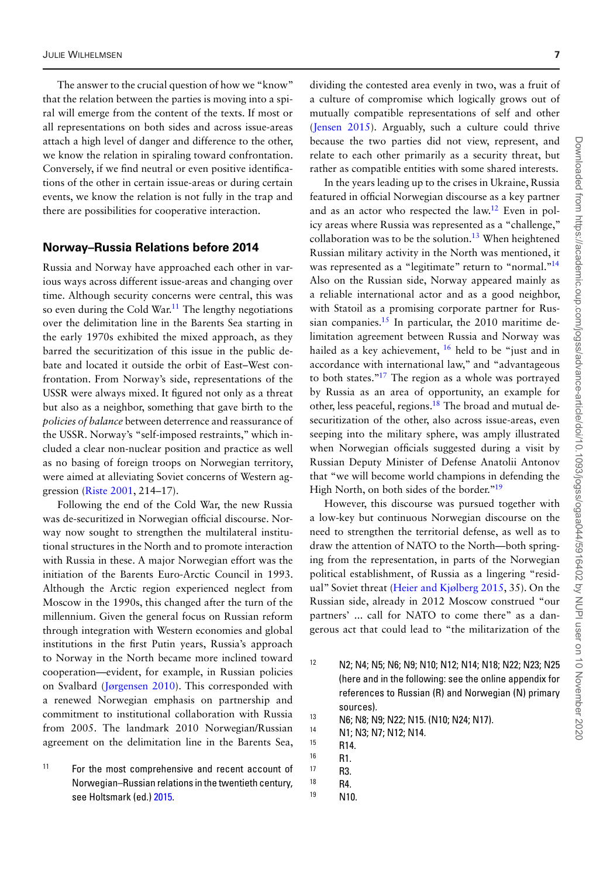The answer to the crucial question of how we "know" that the relation between the parties is moving into a spiral will emerge from the content of the texts. If most or all representations on both sides and across issue-areas attach a high level of danger and difference to the other, we know the relation in spiraling toward confrontation. Conversely, if we find neutral or even positive identifications of the other in certain issue-areas or during certain events, we know the relation is not fully in the trap and there are possibilities for cooperative interaction.

## Norway–Russia Relations before 2014

Russia and Norway have approached each other in various ways across different issue-areas and changing over time. Although security concerns were central, this was so even during the Cold War.[11] The lengthy negotiations over the delimitation line in the Barents Sea starting in the early 1970s exhibited the mixed approach, as they barred the securitization of this issue in the public debate and located it outside the orbit of East–West confrontation. From Norway's side, representations of the USSR were always mixed. It figured not only as a threat but also as a neighbor, something that gave birth to the *policies of balance* between deterrence and reassurance of the USSR. Norway's "self-imposed restraints," which included a clear non-nuclear position and practice as well as no basing of foreign troops on Norwegian territory, were aimed at alleviating Soviet concerns of Western aggression (Riste 2001, 214–17).

Following the end of the Cold War, the new Russia was de-securitized in Norwegian official discourse. Norway now sought to strengthen the multilateral institutional structures in the North and to promote interaction with Russia in these. A major Norwegian effort was the initiation of the Barents Euro-Arctic Council in 1993. Although the Arctic region experienced neglect from Moscow in the 1990s, this changed after the turn of the millennium. Given the general focus on Russian reform through integration with Western economies and global institutions in the first Putin years, Russia's approach to Norway in the North became more inclined toward cooperation—evident, for example, in Russian policies on Svalbard (Jørgensen 2010). This corresponded with a renewed Norwegian emphasis on partnership and commitment to institutional collaboration with Russia from 2005. The landmark 2010 Norwegian/Russian agreement on the delimitation line in the Barents Sea, dividing the contested area evenly in two, was a fruit of a culture of compromise which logically grows out of mutually compatible representations of self and other (Jensen 2015). Arguably, such a culture could thrive because the two parties did not view, represent, and relate to each other primarily as a security threat, but rather as compatible entities with some shared interests.

In the years leading up to the crises in Ukraine, Russia featured in official Norwegian discourse as a key partner and as an actor who respected the law.[12] Even in policy areas where Russia was represented as a "challenge," collaboration was to be the solution.[13] When heightened Russian military activity in the North was mentioned, it was represented as a "legitimate" return to "normal."[14] Also on the Russian side, Norway appeared mainly as a reliable international actor and as a good neighbor, with Statoil as a promising corporate partner for Russian companies.[15] In particular, the 2010 maritime delimitation agreement between Russia and Norway was hailed as a key achievement, [16] held to be "just and in accordance with international law," and "advantageous to both states."[17] The region as a whole was portrayed by Russia as an area of opportunity, an example for other, less peaceful, regions.[18] The broad and mutual de-securitization of the other, also across issue-areas, even seeping into the military sphere, was amply illustrated when Norwegian officials suggested during a visit by Russian Deputy Minister of Defense Anatolii Antonov that "we will become world champions in defending the High North, on both sides of the border."[19]

However, this discourse was pursued together with a low-key but continuous Norwegian discourse on the need to strengthen the territorial defense, as well as to draw the attention of NATO to the North—both springing from the representation, in parts of the Norwegian political establishment, of Russia as a lingering "residual" Soviet threat (Heier and Kjølberg 2015, 35). On the Russian side, already in 2012 Moscow construed "our partners' ... call for NATO to come there" as a dangerous act that could lead to "the militarization of the

---

[11] For the most comprehensive and recent account of Norwegian–Russian relations in the twentieth century, see Holtsmark (ed.) 2015.

[12] N2; N4; N5; N6; N9; N10; N12; N14; N18; N22; N23; N25 (here and in the following: see the online appendix for references to Russian (R) and Norwegian (N) primary sources).

[13] N6; N8; N9; N22; N15. (N10; N24; N17).

[14] N1; N3; N7; N12; N14.

[15] R14.

[16] R1.

[17] R3.

[18] R4.

[19] N10.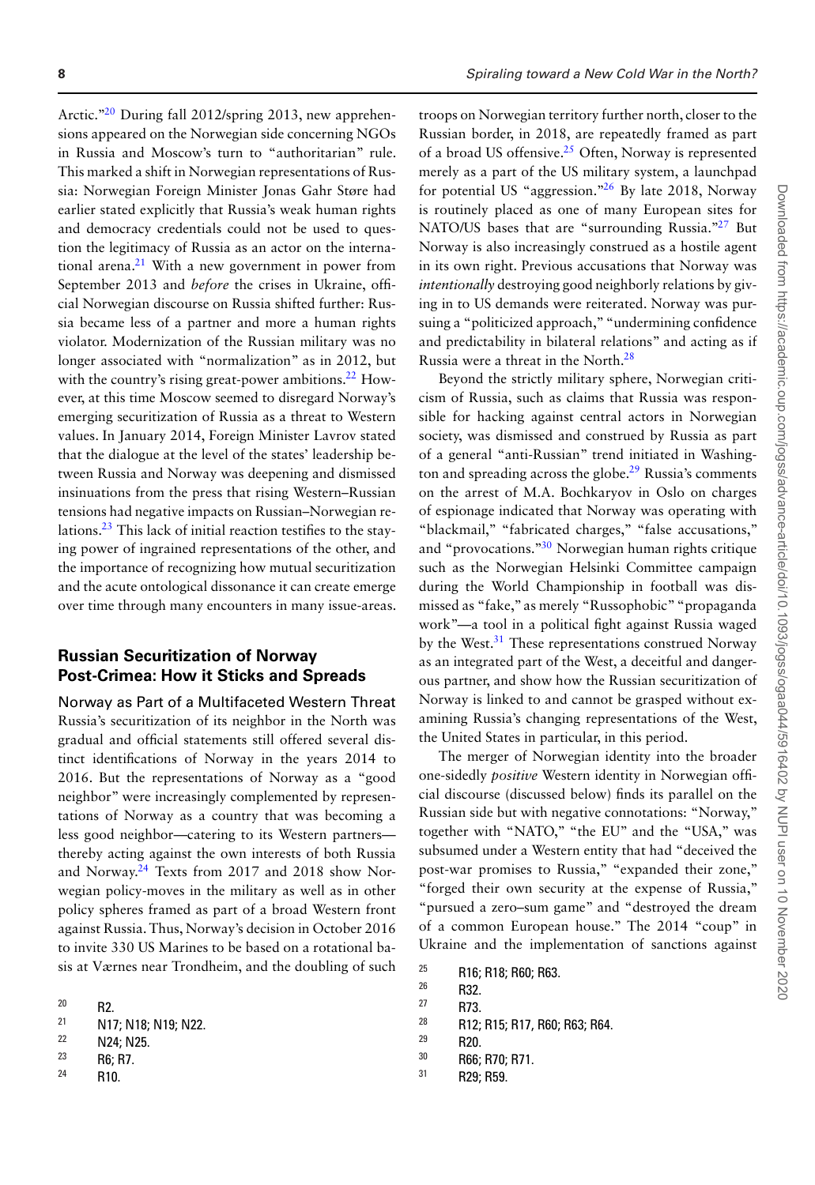Arctic."[20] During fall 2012/spring 2013, new apprehensions appeared on the Norwegian side concerning NGOs in Russia and Moscow's turn to "authoritarian" rule. This marked a shift in Norwegian representations of Russia: Norwegian Foreign Minister Jonas Gahr Støre had earlier stated explicitly that Russia's weak human rights and democracy credentials could not be used to question the legitimacy of Russia as an actor on the international arena.[21] With a new government in power from September 2013 and *before* the crises in Ukraine, official Norwegian discourse on Russia shifted further: Russia became less of a partner and more a human rights violator. Modernization of the Russian military was no longer associated with "normalization" as in 2012, but with the country's rising great-power ambitions.[22] However, at this time Moscow seemed to disregard Norway's emerging securitization of Russia as a threat to Western values. In January 2014, Foreign Minister Lavrov stated that the dialogue at the level of the states' leadership between Russia and Norway was deepening and dismissed insinuations from the press that rising Western–Russian tensions had negative impacts on Russian–Norwegian relations.[23] This lack of initial reaction testifies to the staying power of ingrained representations of the other, and the importance of recognizing how mutual securitization and the acute ontological dissonance it can create emerge over time through many encounters in many issue-areas.

## Russian Securitization of Norway Post-Crimea: How it Sticks and Spreads

### Norway as Part of a Multifaceted Western Threat

Russia's securitization of its neighbor in the North was gradual and official statements still offered several distinct identifications of Norway in the years 2014 to 2016. But the representations of Norway as a "good neighbor" were increasingly complemented by representations of Norway as a country that was becoming a less good neighbor—catering to its Western partners—thereby acting against the own interests of both Russia and Norway.[24] Texts from 2017 and 2018 show Norwegian policy-moves in the military as well as in other policy spheres framed as part of a broad Western front against Russia. Thus, Norway's decision in October 2016 to invite 330 US Marines to be based on a rotational basis at Værnes near Trondheim, and the doubling of such troops on Norwegian territory further north, closer to the Russian border, in 2018, are repeatedly framed as part of a broad US offensive.[25] Often, Norway is represented merely as a part of the US military system, a launchpad for potential US "aggression."[26] By late 2018, Norway is routinely placed as one of many European sites for NATO/US bases that are "surrounding Russia."[27] But Norway is also increasingly construed as a hostile agent in its own right. Previous accusations that Norway was *intentionally* destroying good neighborly relations by giving in to US demands were reiterated. Norway was pursuing a "politicized approach," "undermining confidence and predictability in bilateral relations" and acting as if Russia were a threat in the North.[28]

Beyond the strictly military sphere, Norwegian criticism of Russia, such as claims that Russia was responsible for hacking against central actors in Norwegian society, was dismissed and construed by Russia as part of a general "anti-Russian" trend initiated in Washington and spreading across the globe.[29] Russia's comments on the arrest of M.A. Bochkaryov in Oslo on charges of espionage indicated that Norway was operating with "blackmail," "fabricated charges," "false accusations," and "provocations."[30] Norwegian human rights critique such as the Norwegian Helsinki Committee campaign during the World Championship in football was dismissed as "fake," as merely "Russophobic" "propaganda work"—a tool in a political fight against Russia waged by the West.[31] These representations construed Norway as an integrated part of the West, a deceitful and dangerous partner, and show how the Russian securitization of Norway is linked to and cannot be grasped without examining Russia's changing representations of the West, the United States in particular, in this period.

The merger of Norwegian identity into the broader one-sidedly *positive* Western identity in Norwegian official discourse (discussed below) finds its parallel on the Russian side but with negative connotations: "Norway," together with "NATO," "the EU" and the "USA," was subsumed under a Western entity that had "deceived the post-war promises to Russia," "expanded their zone," "forged their own security at the expense of Russia," "pursued a zero–sum game" and "destroyed the dream of a common European house." The 2014 "coup" in Ukraine and the implementation of sanctions against

[20] R2.

[21] N17; N18; N19; N22.

[22] N24; N25.

[23] R6; R7.

[24] R10.

[25] R16; R18; R60; R63.

[26] R32.

[27] R73.

[28] R12; R15; R17, R60; R63; R64.

[29] R20.

[30] R66; R70; R71.

[31] R29; R59.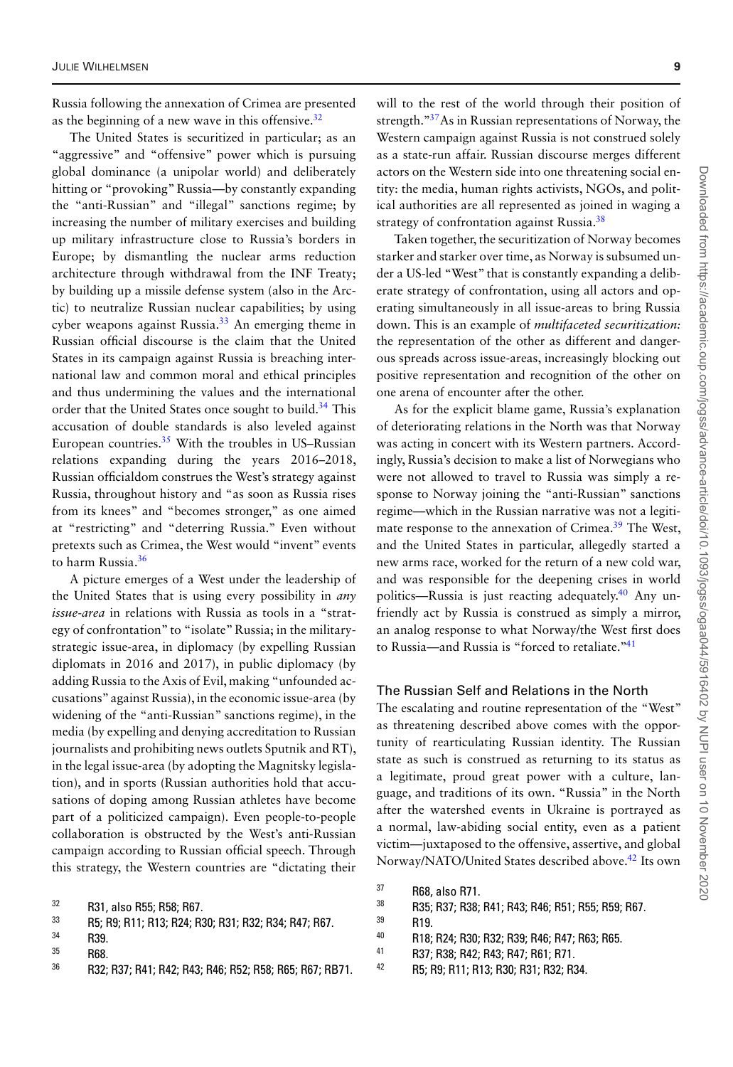Russia following the annexation of Crimea are presented as the beginning of a new wave in this offensive.[32]

The United States is securitized in particular; as an "aggressive" and "offensive" power which is pursuing global dominance (a unipolar world) and deliberately hitting or "provoking" Russia—by constantly expanding the "anti-Russian" and "illegal" sanctions regime; by increasing the number of military exercises and building up military infrastructure close to Russia's borders in Europe; by dismantling the nuclear arms reduction architecture through withdrawal from the INF Treaty; by building up a missile defense system (also in the Arctic) to neutralize Russian nuclear capabilities; by using cyber weapons against Russia.[33] An emerging theme in Russian official discourse is the claim that the United States in its campaign against Russia is breaching international law and common moral and ethical principles and thus undermining the values and the international order that the United States once sought to build.[34] This accusation of double standards is also leveled against European countries.[35] With the troubles in US–Russian relations expanding during the years 2016–2018, Russian officialdom construes the West's strategy against Russia, throughout history and "as soon as Russia rises from its knees" and "becomes stronger," as one aimed at "restricting" and "deterring Russia." Even without pretexts such as Crimea, the West would "invent" events to harm Russia.[36]

A picture emerges of a West under the leadership of the United States that is using every possibility in *any issue-area* in relations with Russia as tools in a "strategy of confrontation" to "isolate" Russia; in the military-strategic issue-area, in diplomacy (by expelling Russian diplomats in 2016 and 2017), in public diplomacy (by adding Russia to the Axis of Evil, making "unfounded accusations" against Russia), in the economic issue-area (by widening of the "anti-Russian" sanctions regime), in the media (by expelling and denying accreditation to Russian journalists and prohibiting news outlets Sputnik and RT), in the legal issue-area (by adopting the Magnitsky legislation), and in sports (Russian authorities hold that accusations of doping among Russian athletes have become part of a politicized campaign). Even people-to-people collaboration is obstructed by the West's anti-Russian campaign according to Russian official speech. Through this strategy, the Western countries are "dictating their will to the rest of the world through their position of strength."[37] As in Russian representations of Norway, the Western campaign against Russia is not construed solely as a state-run affair. Russian discourse merges different actors on the Western side into one threatening social entity: the media, human rights activists, NGOs, and political authorities are all represented as joined in waging a strategy of confrontation against Russia.[38]

Taken together, the securitization of Norway becomes starker and starker over time, as Norway is subsumed under a US-led "West" that is constantly expanding a deliberate strategy of confrontation, using all actors and operating simultaneously in all issue-areas to bring Russia down. This is an example of *multifaceted securitization:* the representation of the other as different and dangerous spreads across issue-areas, increasingly blocking out positive representation and recognition of the other on one arena of encounter after the other.

As for the explicit blame game, Russia's explanation of deteriorating relations in the North was that Norway was acting in concert with its Western partners. Accordingly, Russia's decision to make a list of Norwegians who were not allowed to travel to Russia was simply a response to Norway joining the "anti-Russian" sanctions regime—which in the Russian narrative was not a legitimate response to the annexation of Crimea.[39] The West, and the United States in particular, allegedly started a new arms race, worked for the return of a new cold war, and was responsible for the deepening crises in world politics—Russia is just reacting adequately.[40] Any unfriendly act by Russia is construed as simply a mirror, an analog response to what Norway/the West first does to Russia—and Russia is "forced to retaliate."[41]

## The Russian Self and Relations in the North

The escalating and routine representation of the "West" as threatening described above comes with the opportunity of rearticulating Russian identity. The Russian state as such is construed as returning to its status as a legitimate, proud great power with a culture, language, and traditions of its own. "Russia" in the North after the watershed events in Ukraine is portrayed as a normal, law-abiding social entity, even as a patient victim—juxtaposed to the offensive, assertive, and global Norway/NATO/United States described above.[42] Its own

---

[32] R31, also R55; R58; R67.

[33] R5; R9; R11; R13; R24; R30; R31; R32; R34; R47; R67.

[34] R39.

[35] R68.

[36] R32; R37; R41; R42; R43; R46; R52; R58; R65; R67; RB71.

[37] R68, also R71.

[38] R35; R37; R38; R41; R43; R46; R51; R55; R59; R67.

[39] R19.

[40] R18; R24; R30; R32; R39; R46; R47; R63; R65.

[41] R37; R38; R42; R43; R47; R61; R71.

[42] R5; R9; R11; R13; R30; R31; R32; R34.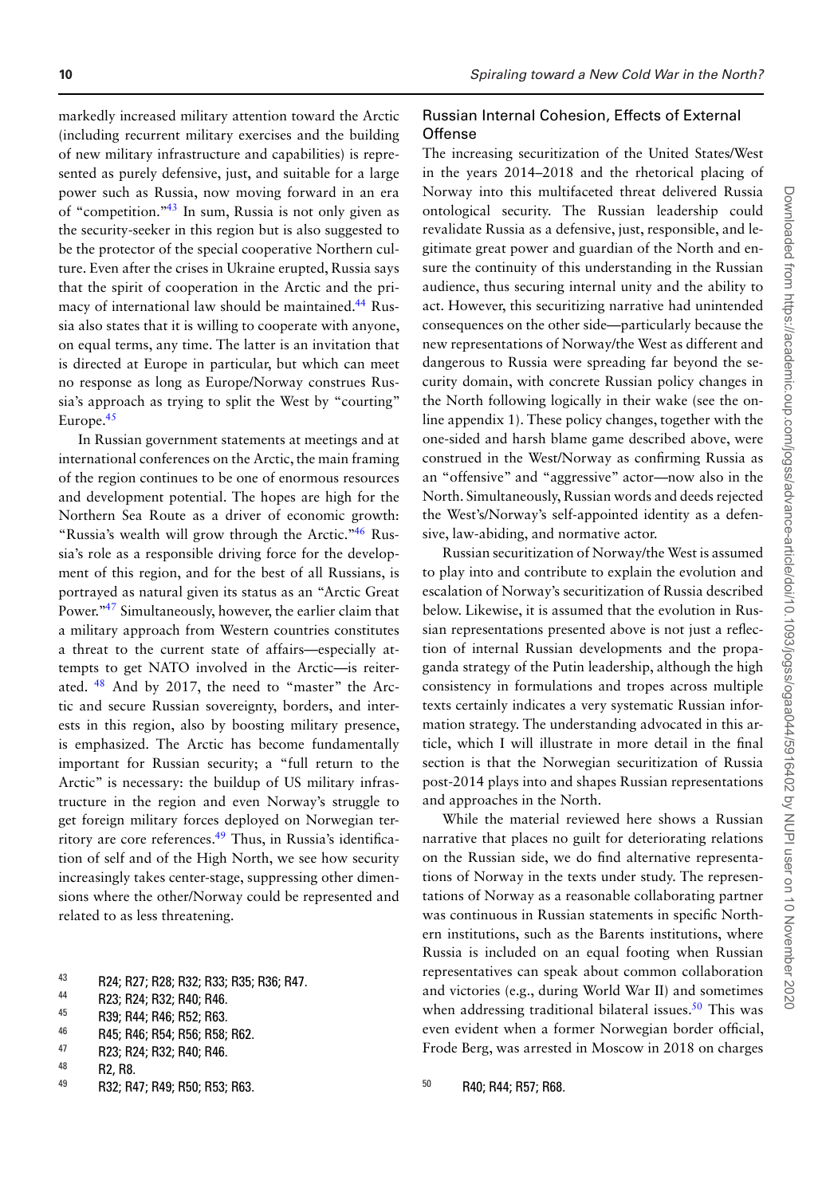markedly increased military attention toward the Arctic (including recurrent military exercises and the building of new military infrastructure and capabilities) is represented as purely defensive, just, and suitable for a large power such as Russia, now moving forward in an era of "competition."[43] In sum, Russia is not only given as the security-seeker in this region but is also suggested to be the protector of the special cooperative Northern culture. Even after the crises in Ukraine erupted, Russia says that the spirit of cooperation in the Arctic and the primacy of international law should be maintained.[44] Russia also states that it is willing to cooperate with anyone, on equal terms, any time. The latter is an invitation that is directed at Europe in particular, but which can meet no response as long as Europe/Norway construes Russia's approach as trying to split the West by "courting" Europe.[45]

In Russian government statements at meetings and at international conferences on the Arctic, the main framing of the region continues to be one of enormous resources and development potential. The hopes are high for the Northern Sea Route as a driver of economic growth: "Russia's wealth will grow through the Arctic."[46] Russia's role as a responsible driving force for the development of this region, and for the best of all Russians, is portrayed as natural given its status as an "Arctic Great Power."[47] Simultaneously, however, the earlier claim that a military approach from Western countries constitutes a threat to the current state of affairs—especially attempts to get NATO involved in the Arctic—is reiterated. [48] And by 2017, the need to "master" the Arctic and secure Russian sovereignty, borders, and interests in this region, also by boosting military presence, is emphasized. The Arctic has become fundamentally important for Russian security; a "full return to the Arctic" is necessary: the buildup of US military infrastructure in the region and even Norway's struggle to get foreign military forces deployed on Norwegian territory are core references.[49] Thus, in Russia's identification of self and of the High North, we see how security increasingly takes center-stage, suppressing other dimensions where the other/Norway could be represented and related to as less threatening.

## Russian Internal Cohesion, Effects of External Offense

The increasing securitization of the United States/West in the years 2014–2018 and the rhetorical placing of Norway into this multifaceted threat delivered Russia ontological security. The Russian leadership could revalidate Russia as a defensive, just, responsible, and legitimate great power and guardian of the North and ensure the continuity of this understanding in the Russian audience, thus securing internal unity and the ability to act. However, this securitizing narrative had unintended consequences on the other side—particularly because the new representations of Norway/the West as different and dangerous to Russia were spreading far beyond the security domain, with concrete Russian policy changes in the North following logically in their wake (see the online appendix 1). These policy changes, together with the one-sided and harsh blame game described above, were construed in the West/Norway as confirming Russia as an "offensive" and "aggressive" actor—now also in the North. Simultaneously, Russian words and deeds rejected the West's/Norway's self-appointed identity as a defensive, law-abiding, and normative actor.

Russian securitization of Norway/the West is assumed to play into and contribute to explain the evolution and escalation of Norway's securitization of Russia described below. Likewise, it is assumed that the evolution in Russian representations presented above is not just a reflection of internal Russian developments and the propaganda strategy of the Putin leadership, although the high consistency in formulations and tropes across multiple texts certainly indicates a very systematic Russian information strategy. The understanding advocated in this article, which I will illustrate in more detail in the final section is that the Norwegian securitization of Russia post-2014 plays into and shapes Russian representations and approaches in the North.

While the material reviewed here shows a Russian narrative that places no guilt for deteriorating relations on the Russian side, we do find alternative representations of Norway in the texts under study. The representations of Norway as a reasonable collaborating partner was continuous in Russian statements in specific Northern institutions, such as the Barents institutions, where Russia is included on an equal footing when Russian representatives can speak about common collaboration and victories (e.g., during World War II) and sometimes when addressing traditional bilateral issues.[50] This was even evident when a former Norwegian border official, Frode Berg, was arrested in Moscow in 2018 on charges

---

[43] R24; R27; R28; R32; R33; R35; R36; R47.

[44] R23; R24; R32; R40; R46.

[45] R39; R44; R46; R52; R63.

[46] R45; R46; R54; R56; R58; R62.

[47] R23; R24; R32; R40; R46.

[48] R2, R8.

[49] R32; R47; R49; R50; R53; R63.

[50] R40; R44; R57; R68.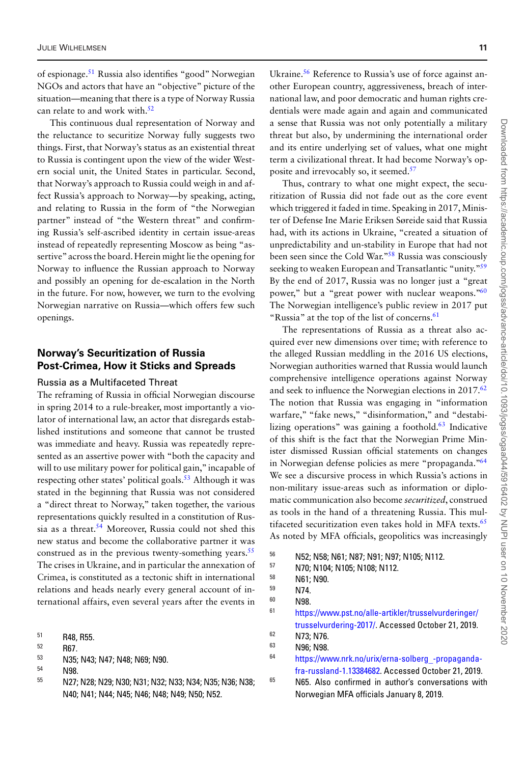of espionage.[51] Russia also identifies "good" Norwegian NGOs and actors that have an "objective" picture of the situation—meaning that there is a type of Norway Russia can relate to and work with.[52]

This continuous dual representation of Norway and the reluctance to securitize Norway fully suggests two things. First, that Norway's status as an existential threat to Russia is contingent upon the view of the wider Western social unit, the United States in particular. Second, that Norway's approach to Russia could weigh in and affect Russia's approach to Norway—by speaking, acting, and relating to Russia in the form of "the Norwegian partner" instead of "the Western threat" and confirming Russia's self-ascribed identity in certain issue-areas instead of repeatedly representing Moscow as being "assertive" across the board. Herein might lie the opening for Norway to influence the Russian approach to Norway and possibly an opening for de-escalation in the North in the future. For now, however, we turn to the evolving Norwegian narrative on Russia—which offers few such openings.

## Norway's Securitization of Russia Post-Crimea, How it Sticks and Spreads

### Russia as a Multifaceted Threat

The reframing of Russia in official Norwegian discourse in spring 2014 to a rule-breaker, most importantly a violator of international law, an actor that disregards established institutions and someone that cannot be trusted was immediate and heavy. Russia was repeatedly represented as an assertive power with "both the capacity and will to use military power for political gain," incapable of respecting other states' political goals.[53] Although it was stated in the beginning that Russia was not considered a "direct threat to Norway," taken together, the various representations quickly resulted in a constitution of Russia as a threat.[54] Moreover, Russia could not shed this new status and become the collaborative partner it was construed as in the previous twenty-something years.[55] The crises in Ukraine, and in particular the annexation of Crimea, is constituted as a tectonic shift in international relations and heads nearly every general account of international affairs, even several years after the events in Ukraine.[56] Reference to Russia's use of force against another European country, aggressiveness, breach of international law, and poor democratic and human rights credentials were made again and again and communicated a sense that Russia was not only potentially a military threat but also, by undermining the international order and its entire underlying set of values, what one might term a civilizational threat. It had become Norway's opposite and irrevocably so, it seemed.[57]

Thus, contrary to what one might expect, the securitization of Russia did not fade out as the core event which triggered it faded in time. Speaking in 2017, Minister of Defense Ine Marie Eriksen Søreide said that Russia had, with its actions in Ukraine, "created a situation of unpredictability and un-stability in Europe that had not been seen since the Cold War."[58] Russia was consciously seeking to weaken European and Transatlantic "unity."[59] By the end of 2017, Russia was no longer just a "great power," but a "great power with nuclear weapons."[60] The Norwegian intelligence's public review in 2017 put "Russia" at the top of the list of concerns.[61]

The representations of Russia as a threat also acquired ever new dimensions over time; with reference to the alleged Russian meddling in the 2016 US elections, Norwegian authorities warned that Russia would launch comprehensive intelligence operations against Norway and seek to influence the Norwegian elections in 2017.[62] The notion that Russia was engaging in "information warfare," "fake news," "disinformation," and "destabilizing operations" was gaining a foothold.[63] Indicative of this shift is the fact that the Norwegian Prime Minister dismissed Russian official statements on changes in Norwegian defense policies as mere "propaganda."[64] We see a discursive process in which Russia's actions in non-military issue-areas such as information or diplomatic communication also become *securitized*, construed as tools in the hand of a threatening Russia. This multifaceted securitization even takes hold in MFA texts.[65] As noted by MFA officials, geopolitics was increasingly

---

51 R48, R55.

52 R67.

53 N35; N43; N47; N48; N69; N90.

54 N98.

55 N27; N28; N29; N30; N31; N32; N33; N34; N35; N36; N38; N40; N41; N44; N45; N46; N48; N49; N50; N52.

56 N52; N58; N61; N87; N91; N97; N105; N112.

57 N70; N104; N105; N108; N112.

58 N61; N90.

59 N74.

60 N98.

61 https://www.pst.no/alle-artikler/trusselvurderinger/trusselvurdering-2017/. Accessed October 21, 2019.

62 N73; N76.

63 N96; N98.

64 https://www.nrk.no/urix/erna-solberg_-propaganda-fra-russland-1.13384682. Accessed October 21, 2019.

65 N65. Also confirmed in author's conversations with Norwegian MFA officials January 8, 2019.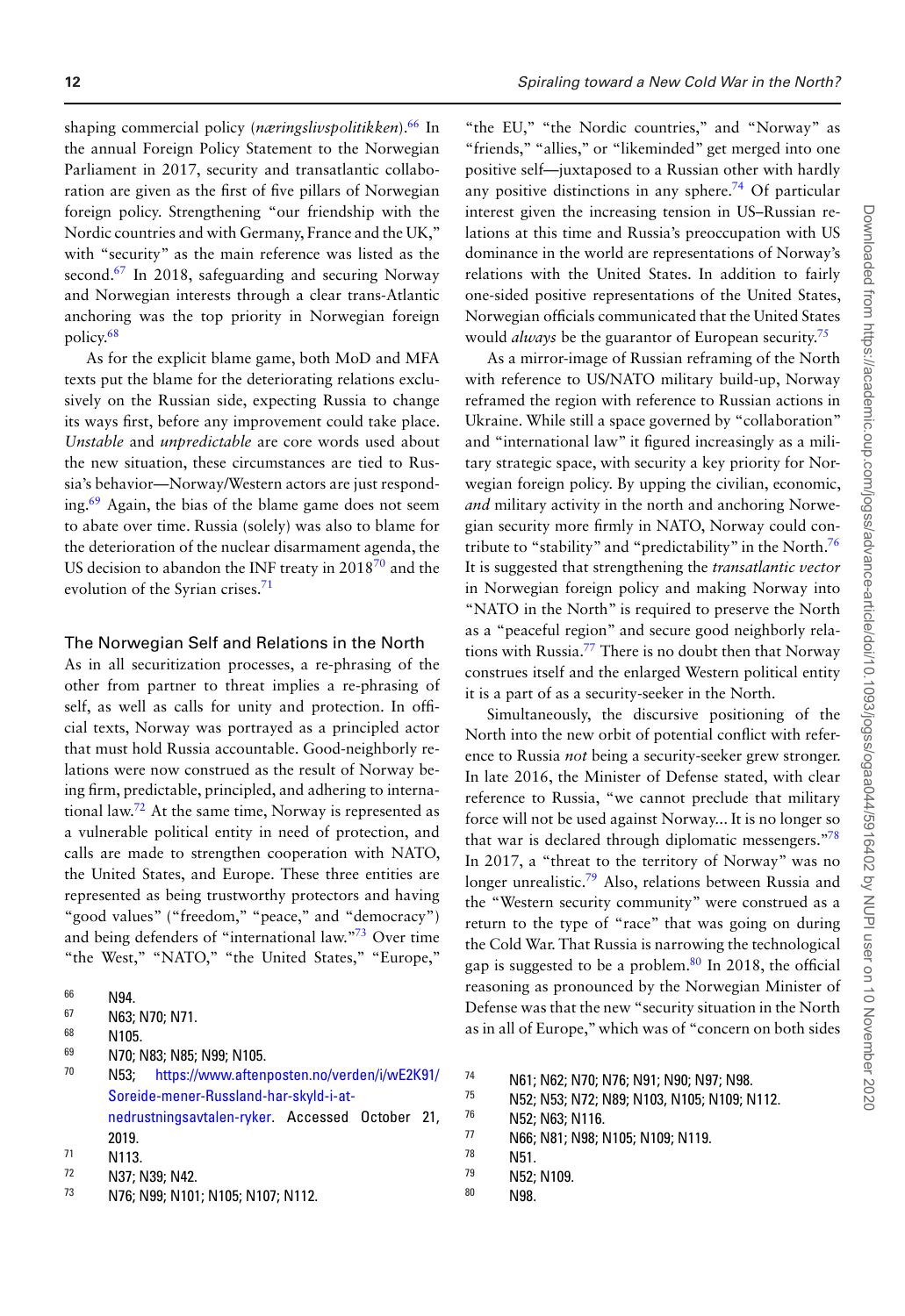shaping commercial policy (*næringslivspolitikken*).[66] In the annual Foreign Policy Statement to the Norwegian Parliament in 2017, security and transatlantic collaboration are given as the first of five pillars of Norwegian foreign policy. Strengthening "our friendship with the Nordic countries and with Germany, France and the UK," with "security" as the main reference was listed as the second.[67] In 2018, safeguarding and securing Norway and Norwegian interests through a clear trans-Atlantic anchoring was the top priority in Norwegian foreign policy.[68]

As for the explicit blame game, both MoD and MFA texts put the blame for the deteriorating relations exclusively on the Russian side, expecting Russia to change its ways first, before any improvement could take place. *Unstable* and *unpredictable* are core words used about the new situation, these circumstances are tied to Russia's behavior—Norway/Western actors are just responding.[69] Again, the bias of the blame game does not seem to abate over time. Russia (solely) was also to blame for the deterioration of the nuclear disarmament agenda, the US decision to abandon the INF treaty in 2018[70] and the evolution of the Syrian crises.[71]

## The Norwegian Self and Relations in the North

As in all securitization processes, a re-phrasing of the other from partner to threat implies a re-phrasing of self, as well as calls for unity and protection. In official texts, Norway was portrayed as a principled actor that must hold Russia accountable. Good-neighborly relations were now construed as the result of Norway being firm, predictable, principled, and adhering to international law.[72] At the same time, Norway is represented as a vulnerable political entity in need of protection, and calls are made to strengthen cooperation with NATO, the United States, and Europe. These three entities are represented as being trustworthy protectors and having "good values" ("freedom," "peace," and "democracy") and being defenders of "international law."[73] Over time "the West," "NATO," "the United States," "Europe," "the EU," "the Nordic countries," and "Norway" as "friends," "allies," or "likeminded" get merged into one positive self—juxtaposed to a Russian other with hardly any positive distinctions in any sphere.[74] Of particular interest given the increasing tension in US–Russian relations at this time and Russia's preoccupation with US dominance in the world are representations of Norway's relations with the United States. In addition to fairly one-sided positive representations of the United States, Norwegian officials communicated that the United States would *always* be the guarantor of European security.[75]

As a mirror-image of Russian reframing of the North with reference to US/NATO military build-up, Norway reframed the region with reference to Russian actions in Ukraine. While still a space governed by "collaboration" and "international law" it figured increasingly as a military strategic space, with security a key priority for Norwegian foreign policy. By upping the civilian, economic, *and* military activity in the north and anchoring Norwegian security more firmly in NATO, Norway could contribute to "stability" and "predictability" in the North.[76] It is suggested that strengthening the *transatlantic vector* in Norwegian foreign policy and making Norway into "NATO in the North" is required to preserve the North as a "peaceful region" and secure good neighborly relations with Russia.[77] There is no doubt then that Norway construes itself and the enlarged Western political entity it is a part of as a security-seeker in the North.

Simultaneously, the discursive positioning of the North into the new orbit of potential conflict with reference to Russia *not* being a security-seeker grew stronger. In late 2016, the Minister of Defense stated, with clear reference to Russia, "we cannot preclude that military force will not be used against Norway... It is no longer so that war is declared through diplomatic messengers."[78] In 2017, a "threat to the territory of Norway" was no longer unrealistic.[79] Also, relations between Russia and the "Western security community" were construed as a return to the type of "race" that was going on during the Cold War. That Russia is narrowing the technological gap is suggested to be a problem.[80] In 2018, the official reasoning as pronounced by the Norwegian Minister of Defense was that the new "security situation in the North as in all of Europe," which was of "concern on both sides

---

[66] N94.

[67] N63; N70; N71.

[68] N105.

[69] N70; N83; N85; N99; N105.

[70] N53; https://www.aftenposten.no/verden/i/wE2K91/Soreide-mener-Russland-har-skyld-i-at-nedrustningsavtalen-ryker. Accessed October 21, 2019.

[71] N113.

[72] N37; N39; N42.

[73] N76; N99; N101; N105; N107; N112.

[74] N61; N62; N70; N76; N91; N90; N97; N98.

[75] N52; N53; N72; N89; N103, N105; N109; N112.

[76] N52; N63; N116.

[77] N66; N81; N98; N105; N109; N119.

[78] N51.

[79] N52; N109.

[80] N98.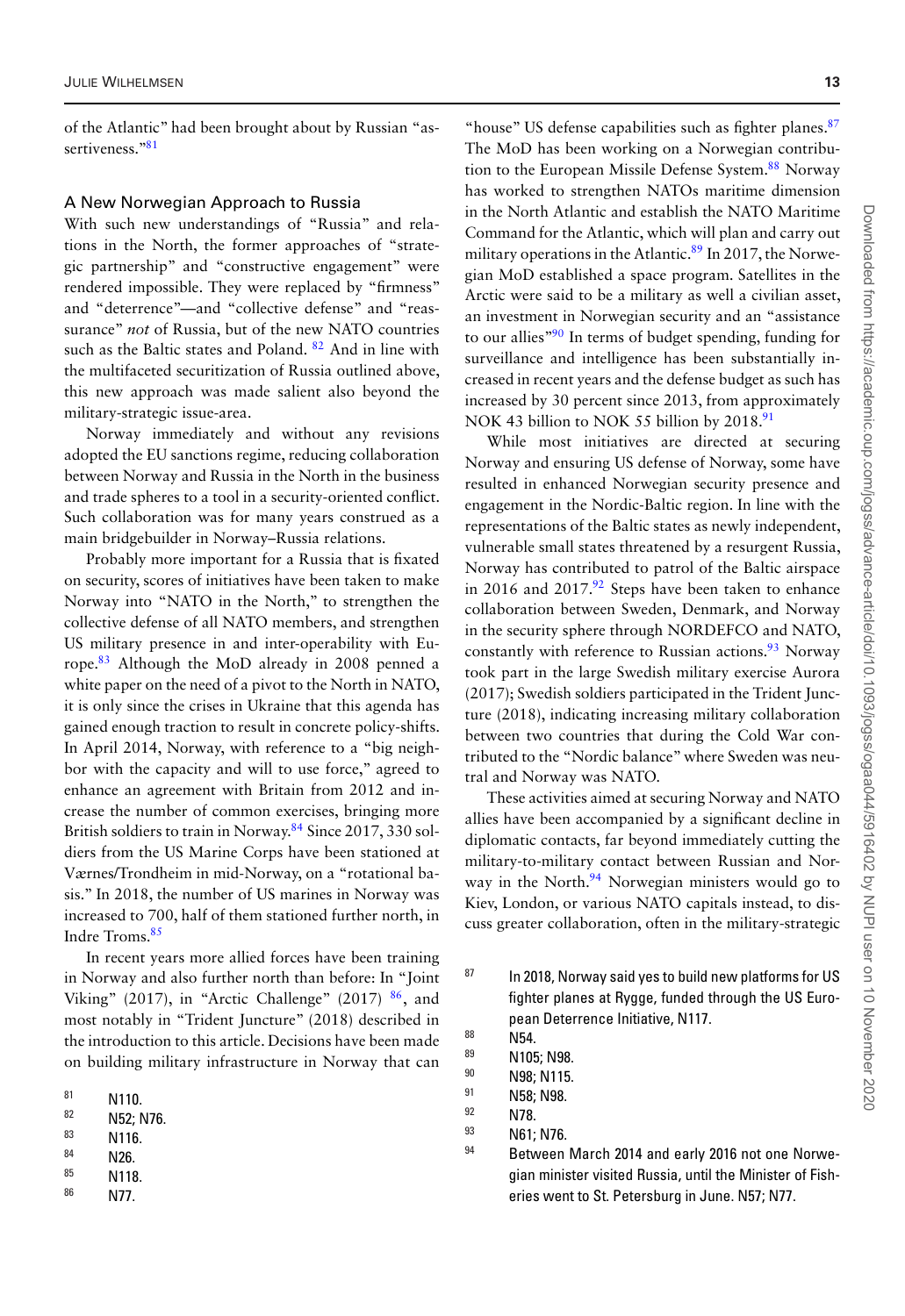of the Atlantic" had been brought about by Russian "assertiveness."[81]

## A New Norwegian Approach to Russia

With such new understandings of "Russia" and relations in the North, the former approaches of "strategic partnership" and "constructive engagement" were rendered impossible. They were replaced by "firmness" and "deterrence"—and "collective defense" and "reassurance" *not* of Russia, but of the new NATO countries such as the Baltic states and Poland. [82] And in line with the multifaceted securitization of Russia outlined above, this new approach was made salient also beyond the military-strategic issue-area.

Norway immediately and without any revisions adopted the EU sanctions regime, reducing collaboration between Norway and Russia in the North in the business and trade spheres to a tool in a security-oriented conflict. Such collaboration was for many years construed as a main bridgebuilder in Norway–Russia relations.

Probably more important for a Russia that is fixated on security, scores of initiatives have been taken to make Norway into "NATO in the North," to strengthen the collective defense of all NATO members, and strengthen US military presence in and inter-operability with Europe.[83] Although the MoD already in 2008 penned a white paper on the need of a pivot to the North in NATO, it is only since the crises in Ukraine that this agenda has gained enough traction to result in concrete policy-shifts. In April 2014, Norway, with reference to a "big neighbor with the capacity and will to use force," agreed to enhance an agreement with Britain from 2012 and increase the number of common exercises, bringing more British soldiers to train in Norway.[84] Since 2017, 330 soldiers from the US Marine Corps have been stationed at Værnes/Trondheim in mid-Norway, on a "rotational basis." In 2018, the number of US marines in Norway was increased to 700, half of them stationed further north, in Indre Troms.[85]

In recent years more allied forces have been training in Norway and also further north than before: In "Joint Viking" (2017), in "Arctic Challenge" (2017) [86], and most notably in "Trident Juncture" (2018) described in the introduction to this article. Decisions have been made on building military infrastructure in Norway that can "house" US defense capabilities such as fighter planes.[87] The MoD has been working on a Norwegian contribution to the European Missile Defense System.[88] Norway has worked to strengthen NATOs maritime dimension in the North Atlantic and establish the NATO Maritime Command for the Atlantic, which will plan and carry out military operations in the Atlantic.[89] In 2017, the Norwegian MoD established a space program. Satellites in the Arctic were said to be a military as well a civilian asset, an investment in Norwegian security and an "assistance to our allies"[90] In terms of budget spending, funding for surveillance and intelligence has been substantially increased in recent years and the defense budget as such has increased by 30 percent since 2013, from approximately NOK 43 billion to NOK 55 billion by 2018.[91]

While most initiatives are directed at securing Norway and ensuring US defense of Norway, some have resulted in enhanced Norwegian security presence and engagement in the Nordic-Baltic region. In line with the representations of the Baltic states as newly independent, vulnerable small states threatened by a resurgent Russia, Norway has contributed to patrol of the Baltic airspace in 2016 and 2017.[92] Steps have been taken to enhance collaboration between Sweden, Denmark, and Norway in the security sphere through NORDEFCO and NATO, constantly with reference to Russian actions.[93] Norway took part in the large Swedish military exercise Aurora (2017); Swedish soldiers participated in the Trident Juncture (2018), indicating increasing military collaboration between two countries that during the Cold War contributed to the "Nordic balance" where Sweden was neutral and Norway was NATO.

These activities aimed at securing Norway and NATO allies have been accompanied by a significant decline in diplomatic contacts, far beyond immediately cutting the military-to-military contact between Russian and Norway in the North.[94] Norwegian ministers would go to Kiev, London, or various NATO capitals instead, to discuss greater collaboration, often in the military-strategic

81 N110.

82 N52; N76.

83 N116.

84 N26.

85 N118.

86 N77.

87 In 2018, Norway said yes to build new platforms for US fighter planes at Rygge, funded through the US European Deterrence Initiative, N117.

88 N54.

89 N105; N98.

90 N98; N115.

91 N58; N98.

92 N78.

93 N61; N76.

94 Between March 2014 and early 2016 not one Norwegian minister visited Russia, until the Minister of Fisheries went to St. Petersburg in June. N57; N77.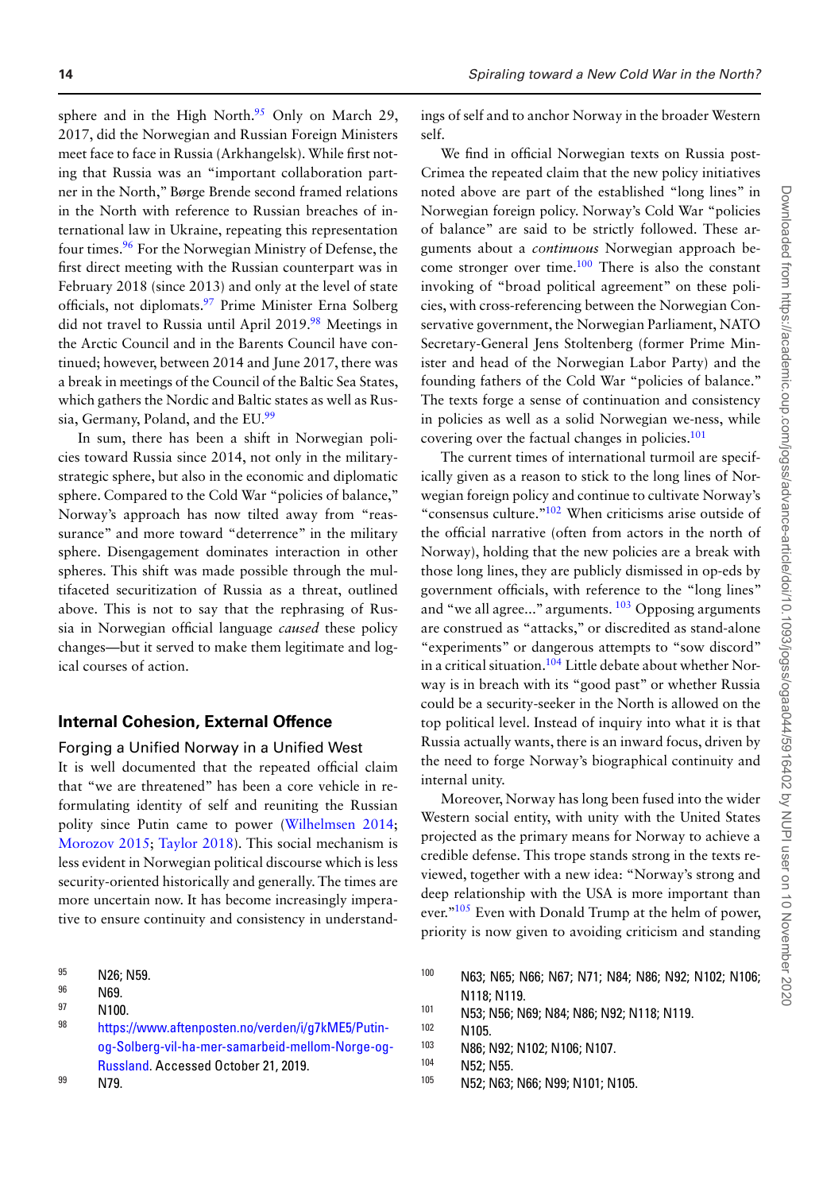sphere and in the High North.[95] Only on March 29, 2017, did the Norwegian and Russian Foreign Ministers meet face to face in Russia (Arkhangelsk). While first noting that Russia was an "important collaboration partner in the North," Børge Brende second framed relations in the North with reference to Russian breaches of international law in Ukraine, repeating this representation four times.[96] For the Norwegian Ministry of Defense, the first direct meeting with the Russian counterpart was in February 2018 (since 2013) and only at the level of state officials, not diplomats.[97] Prime Minister Erna Solberg did not travel to Russia until April 2019.[98] Meetings in the Arctic Council and in the Barents Council have continued; however, between 2014 and June 2017, there was a break in meetings of the Council of the Baltic Sea States, which gathers the Nordic and Baltic states as well as Russia, Germany, Poland, and the EU.[99]

In sum, there has been a shift in Norwegian policies toward Russia since 2014, not only in the military-strategic sphere, but also in the economic and diplomatic sphere. Compared to the Cold War "policies of balance," Norway's approach has now tilted away from "reassurance" and more toward "deterrence" in the military sphere. Disengagement dominates interaction in other spheres. This shift was made possible through the multifaceted securitization of Russia as a threat, outlined above. This is not to say that the rephrasing of Russia in Norwegian official language *caused* these policy changes—but it served to make them legitimate and logical courses of action.

## Internal Cohesion, External Offence

### Forging a Unified Norway in a Unified West

It is well documented that the repeated official claim that "we are threatened" has been a core vehicle in reformulating identity of self and reuniting the Russian polity since Putin came to power (Wilhelmsen 2014; Morozov 2015; Taylor 2018). This social mechanism is less evident in Norwegian political discourse which is less security-oriented historically and generally. The times are more uncertain now. It has become increasingly imperative to ensure continuity and consistency in understandings of self and to anchor Norway in the broader Western self.

We find in official Norwegian texts on Russia post-Crimea the repeated claim that the new policy initiatives noted above are part of the established "long lines" in Norwegian foreign policy. Norway's Cold War "policies of balance" are said to be strictly followed. These arguments about a *continuous* Norwegian approach become stronger over time.[100] There is also the constant invoking of "broad political agreement" on these policies, with cross-referencing between the Norwegian Conservative government, the Norwegian Parliament, NATO Secretary-General Jens Stoltenberg (former Prime Minister and head of the Norwegian Labor Party) and the founding fathers of the Cold War "policies of balance." The texts forge a sense of continuation and consistency in policies as well as a solid Norwegian we-ness, while covering over the factual changes in policies.[101]

The current times of international turmoil are specifically given as a reason to stick to the long lines of Norwegian foreign policy and continue to cultivate Norway's "consensus culture."[102] When criticisms arise outside of the official narrative (often from actors in the north of Norway), holding that the new policies are a break with those long lines, they are publicly dismissed in op-eds by government officials, with reference to the "long lines" and "we all agree..." arguments. [103] Opposing arguments are construed as "attacks," or discredited as stand-alone "experiments" or dangerous attempts to "sow discord" in a critical situation.[104] Little debate about whether Norway is in breach with its "good past" or whether Russia could be a security-seeker in the North is allowed on the top political level. Instead of inquiry into what it is that Russia actually wants, there is an inward focus, driven by the need to forge Norway's biographical continuity and internal unity.

Moreover, Norway has long been fused into the wider Western social entity, with unity with the United States projected as the primary means for Norway to achieve a credible defense. This trope stands strong in the texts reviewed, together with a new idea: "Norway's strong and deep relationship with the USA is more important than ever."[105] Even with Donald Trump at the helm of power, priority is now given to avoiding criticism and standing

---

95 N26; N59.

96 N69.

97 N100.

98 https://www.aftenposten.no/verden/i/g7kME5/Putin-og-Solberg-vil-ha-mer-samarbeid-mellom-Norge-og-Russland. Accessed October 21, 2019.

99 N79.

100 N63; N65; N66; N67; N71; N84; N86; N92; N102; N106; N118; N119.

101 N53; N56; N69; N84; N86; N92; N118; N119.

102 N105.

103 N86; N92; N102; N106; N107.

104 N52; N55.

105 N52; N63; N66; N99; N101; N105.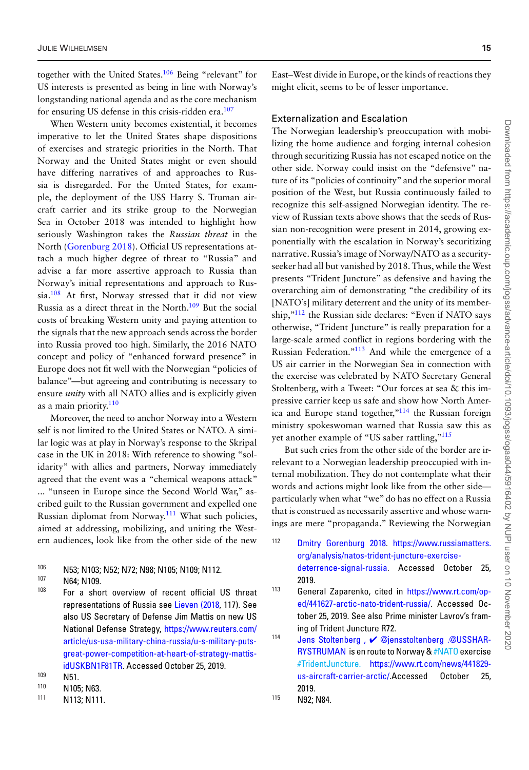together with the United States.[106] Being "relevant" for US interests is presented as being in line with Norway's longstanding national agenda and as the core mechanism for ensuring US defense in this crisis-ridden era.[107]

When Western unity becomes existential, it becomes imperative to let the United States shape dispositions of exercises and strategic priorities in the North. That Norway and the United States might or even should have differing narratives of and approaches to Russia is disregarded. For the United States, for example, the deployment of the USS Harry S. Truman aircraft carrier and its strike group to the Norwegian Sea in October 2018 was intended to highlight how seriously Washington takes the *Russian threat* in the North (Gorenburg 2018). Official US representations attach a much higher degree of threat to "Russia" and advise a far more assertive approach to Russia than Norway's initial representations and approach to Russia.[108] At first, Norway stressed that it did not view Russia as a direct threat in the North.[109] But the social costs of breaking Western unity and paying attention to the signals that the new approach sends across the border into Russia proved too high. Similarly, the 2016 NATO concept and policy of "enhanced forward presence" in Europe does not fit well with the Norwegian "policies of balance"—but agreeing and contributing is necessary to ensure *unity* with all NATO allies and is explicitly given as a main priority.[110]

Moreover, the need to anchor Norway into a Western self is not limited to the United States or NATO. A similar logic was at play in Norway's response to the Skripal case in the UK in 2018: With reference to showing "solidarity" with allies and partners, Norway immediately agreed that the event was a "chemical weapons attack" ... "unseen in Europe since the Second World War," ascribed guilt to the Russian government and expelled one Russian diplomat from Norway.[111] What such policies, aimed at addressing, mobilizing, and uniting the Western audiences, look like from the other side of the new East–West divide in Europe, or the kinds of reactions they might elicit, seems to be of lesser importance.

## Externalization and Escalation

The Norwegian leadership's preoccupation with mobilizing the home audience and forging internal cohesion through securitizing Russia has not escaped notice on the other side. Norway could insist on the "defensive" nature of its "policies of continuity" and the superior moral position of the West, but Russia continuously failed to recognize this self-assigned Norwegian identity. The review of Russian texts above shows that the seeds of Russian non-recognition were present in 2014, growing exponentially with the escalation in Norway's securitizing narrative. Russia's image of Norway/NATO as a security-seeker had all but vanished by 2018. Thus, while the West presents "Trident Juncture" as defensive and having the overarching aim of demonstrating "the credibility of its [NATO's] military deterrent and the unity of its membership,"[112] the Russian side declares: "Even if NATO says otherwise, "Trident Juncture" is really preparation for a large-scale armed conflict in regions bordering with the Russian Federation."[113] And while the emergence of a US air carrier in the Norwegian Sea in connection with the exercise was celebrated by NATO Secretary General Stoltenberg, with a Tweet: "Our forces at sea & this impressive carrier keep us safe and show how North America and Europe stand together,"[114] the Russian foreign ministry spokeswoman warned that Russia saw this as yet another example of "US saber rattling,"[115]

But such cries from the other side of the border are irrelevant to a Norwegian leadership preoccupied with internal mobilization. They do not contemplate what their words and actions might look like from the other side—particularly when what "we" do has no effect on a Russia that is construed as necessarily assertive and whose warnings are mere "propaganda." Reviewing the Norwegian

---

[106] N53; N103; N52; N72; N98; N105; N109; N112.

[107] N64; N109.

[108] For a short overview of recent official US threat representations of Russia see Lieven (2018, 117). See also US Secretary of Defense Jim Mattis on new US National Defense Strategy, https://www.reuters.com/article/us-usa-military-china-russia/u-s-military-puts-great-power-competition-at-heart-of-strategy-mattis-idUSKBN1F81TR. Accessed October 25, 2019.

[109] N51.

[110] N105; N63.

[111] N113; N111.

[112] Dmitry Gorenburg 2018. https://www.russiamatters.org/analysis/natos-trident-juncture-exercise-deterrence-signal-russia. Accessed October 25, 2019.

[113] General Zaparenko, cited in https://www.rt.com/op-ed/441627-arctic-nato-trident-russia/. Accessed October 25, 2019. See also Prime minister Lavrov's framing of Trident Juncture R72.

[114] Jens Stoltenberg , ✔ @jensstoltenberg .@USSHARRYSTRUMAN is en route to Norway & #NATO exercise #TridentJuncture. https://www.rt.com/news/441829-us-aircraft-carrier-arctic/.Accessed October 25, 2019.

[115] N92; N84.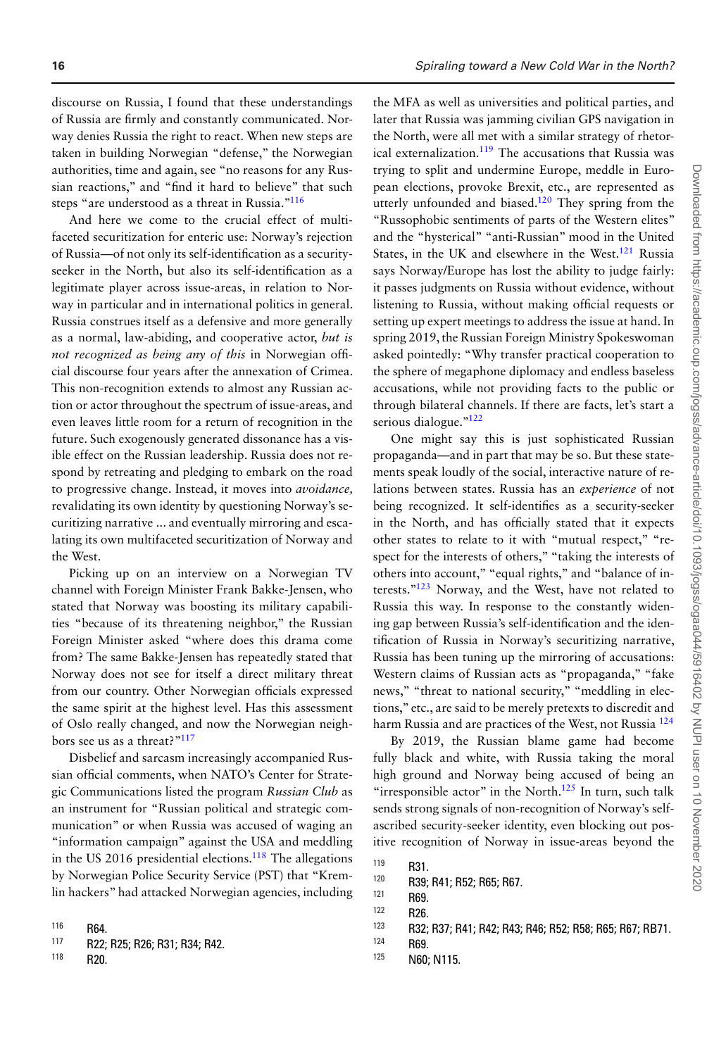discourse on Russia, I found that these understandings of Russia are firmly and constantly communicated. Norway denies Russia the right to react. When new steps are taken in building Norwegian "defense," the Norwegian authorities, time and again, see "no reasons for any Russian reactions," and "find it hard to believe" that such steps "are understood as a threat in Russia."[116]

And here we come to the crucial effect of multifaceted securitization for enteric use: Norway's rejection of Russia—of not only its self-identification as a security-seeker in the North, but also its self-identification as a legitimate player across issue-areas, in relation to Norway in particular and in international politics in general. Russia construes itself as a defensive and more generally as a normal, law-abiding, and cooperative actor, *but is not recognized as being any of this* in Norwegian official discourse four years after the annexation of Crimea. This non-recognition extends to almost any Russian action or actor throughout the spectrum of issue-areas, and even leaves little room for a return of recognition in the future. Such exogenously generated dissonance has a visible effect on the Russian leadership. Russia does not respond by retreating and pledging to embark on the road to progressive change. Instead, it moves into *avoidance,* revalidating its own identity by questioning Norway's securitizing narrative ... and eventually mirroring and escalating its own multifaceted securitization of Norway and the West.

Picking up on an interview on a Norwegian TV channel with Foreign Minister Frank Bakke-Jensen, who stated that Norway was boosting its military capabilities "because of its threatening neighbor," the Russian Foreign Minister asked "where does this drama come from? The same Bakke-Jensen has repeatedly stated that Norway does not see for itself a direct military threat from our country. Other Norwegian officials expressed the same spirit at the highest level. Has this assessment of Oslo really changed, and now the Norwegian neighbors see us as a threat?"[117]

Disbelief and sarcasm increasingly accompanied Russian official comments, when NATO's Center for Strategic Communications listed the program *Russian Club* as an instrument for "Russian political and strategic communication" or when Russia was accused of waging an "information campaign" against the USA and meddling in the US 2016 presidential elections.[118] The allegations by Norwegian Police Security Service (PST) that "Kremlin hackers" had attacked Norwegian agencies, including the MFA as well as universities and political parties, and later that Russia was jamming civilian GPS navigation in the North, were all met with a similar strategy of rhetorical externalization.[119] The accusations that Russia was trying to split and undermine Europe, meddle in European elections, provoke Brexit, etc., are represented as utterly unfounded and biased.[120] They spring from the "Russophobic sentiments of parts of the Western elites" and the "hysterical" "anti-Russian" mood in the United States, in the UK and elsewhere in the West.[121] Russia says Norway/Europe has lost the ability to judge fairly: it passes judgments on Russia without evidence, without listening to Russia, without making official requests or setting up expert meetings to address the issue at hand. In spring 2019, the Russian Foreign Ministry Spokeswoman asked pointedly: "Why transfer practical cooperation to the sphere of megaphone diplomacy and endless baseless accusations, while not providing facts to the public or through bilateral channels. If there are facts, let's start a serious dialogue."[122]

One might say this is just sophisticated Russian propaganda—and in part that may be so. But these statements speak loudly of the social, interactive nature of relations between states. Russia has an *experience* of not being recognized. It self-identifies as a security-seeker in the North, and has officially stated that it expects other states to relate to it with "mutual respect," "respect for the interests of others," "taking the interests of others into account," "equal rights," and "balance of interests."[123] Norway, and the West, have not related to Russia this way. In response to the constantly widening gap between Russia's self-identification and the identification of Russia in Norway's securitizing narrative, Russia has been tuning up the mirroring of accusations: Western claims of Russian acts as "propaganda," "fake news," "threat to national security," "meddling in elections," etc., are said to be merely pretexts to discredit and harm Russia and are practices of the West, not Russia [124]

By 2019, the Russian blame game had become fully black and white, with Russia taking the moral high ground and Norway being accused of being an "irresponsible actor" in the North.[125] In turn, such talk sends strong signals of non-recognition of Norway's self-ascribed security-seeker identity, even blocking out positive recognition of Norway in issue-areas beyond the

116 R64.

117 R22; R25; R26; R31; R34; R42.

118 R20.

119 R31.

120 R39; R41; R52; R65; R67.

121 R69.

122 R26.

123 R32; R37; R41; R42; R43; R46; R52; R58; R65; R67; RB71.

124 R69.

125 N60; N115.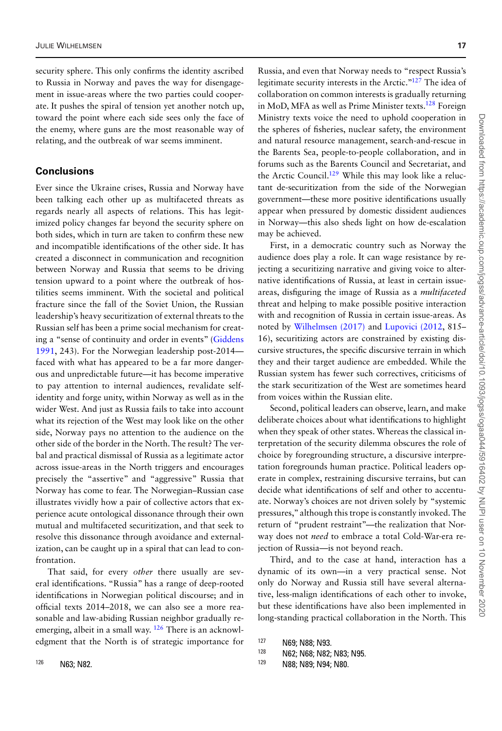security sphere. This only confirms the identity ascribed to Russia in Norway and paves the way for disengagement in issue-areas where the two parties could cooperate. It pushes the spiral of tension yet another notch up, toward the point where each side sees only the face of the enemy, where guns are the most reasonable way of relating, and the outbreak of war seems imminent.

## Conclusions

Ever since the Ukraine crises, Russia and Norway have been talking each other up as multifaceted threats as regards nearly all aspects of relations. This has legitimized policy changes far beyond the security sphere on both sides, which in turn are taken to confirm these new and incompatible identifications of the other side. It has created a disconnect in communication and recognition between Norway and Russia that seems to be driving tension upward to a point where the outbreak of hostilities seems imminent. With the societal and political fracture since the fall of the Soviet Union, the Russian leadership's heavy securitization of external threats to the Russian self has been a prime social mechanism for creating a "sense of continuity and order in events" (Giddens 1991, 243). For the Norwegian leadership post-2014—faced with what has appeared to be a far more dangerous and unpredictable future—it has become imperative to pay attention to internal audiences, revalidate self-identity and forge unity, within Norway as well as in the wider West. And just as Russia fails to take into account what its rejection of the West may look like on the other side, Norway pays no attention to the audience on the other side of the border in the North. The result? The verbal and practical dismissal of Russia as a legitimate actor across issue-areas in the North triggers and encourages precisely the "assertive" and "aggressive" Russia that Norway has come to fear. The Norwegian–Russian case illustrates vividly how a pair of collective actors that experience acute ontological dissonance through their own mutual and multifaceted securitization, and that seek to resolve this dissonance through avoidance and externalization, can be caught up in a spiral that can lead to confrontation.

That said, for every *other* there usually are several identifications. "Russia" has a range of deep-rooted identifications in Norwegian political discourse; and in official texts 2014–2018, we can also see a more reasonable and law-abiding Russian neighbor gradually re-emerging, albeit in a small way.[126] There is an acknowledgment that the North is of strategic importance for Russia, and even that Norway needs to "respect Russia's legitimate security interests in the Arctic."[127] The idea of collaboration on common interests is gradually returning in MoD, MFA as well as Prime Minister texts.[128] Foreign Ministry texts voice the need to uphold cooperation in the spheres of fisheries, nuclear safety, the environment and natural resource management, search-and-rescue in the Barents Sea, people-to-people collaboration, and in forums such as the Barents Council and Secretariat, and the Arctic Council.[129] While this may look like a reluctant de-securitization from the side of the Norwegian government—these more positive identifications usually appear when pressured by domestic dissident audiences in Norway—this also sheds light on how de-escalation may be achieved.

First, in a democratic country such as Norway the audience does play a role. It can wage resistance by rejecting a securitizing narrative and giving voice to alternative identifications of Russia, at least in certain issue-areas, disfiguring the image of Russia as a *multifaceted* threat and helping to make possible positive interaction with and recognition of Russia in certain issue-areas. As noted by Wilhelmsen (2017) and Lupovici (2012, 815–16), securitizing actors are constrained by existing discursive structures, the specific discursive terrain in which they and their target audience are embedded. While the Russian system has fewer such correctives, criticisms of the stark securitization of the West are sometimes heard from voices within the Russian elite.

Second, political leaders can observe, learn, and make deliberate choices about what identifications to highlight when they speak of other states. Whereas the classical interpretation of the security dilemma obscures the role of choice by foregrounding structure, a discursive interpretation foregrounds human practice. Political leaders operate in complex, restraining discursive terrains, but can decide what identifications of self and other to accentuate. Norway's choices are not driven solely by "systemic pressures," although this trope is constantly invoked. The return of "prudent restraint"—the realization that Norway does not *need* to embrace a total Cold-War-era rejection of Russia—is not beyond reach.

Third, and to the case at hand, interaction has a dynamic of its own—in a very practical sense. Not only do Norway and Russia still have several alternative, less-malign identifications of each other to invoke, but these identifications have also been implemented in long-standing practical collaboration in the North. This

[126] N63; N82.

[127] N69; N88; N93.

[128] N62; N68; N82; N83; N95.

[129] N88; N89; N94; N80.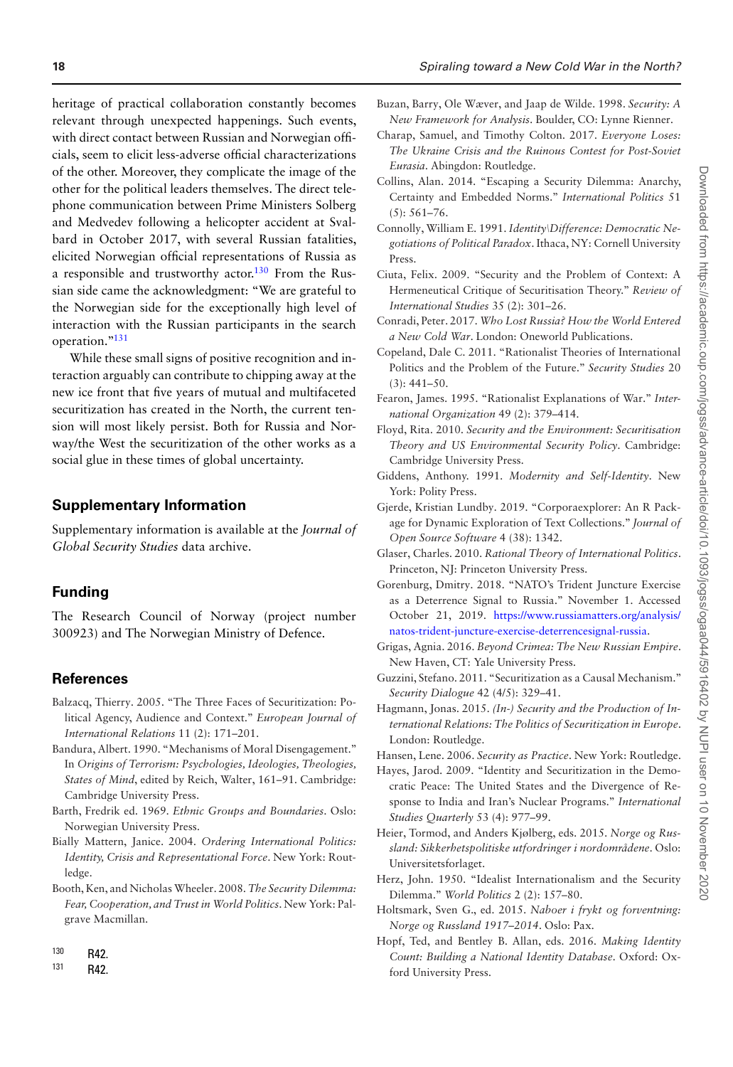heritage of practical collaboration constantly becomes relevant through unexpected happenings. Such events, with direct contact between Russian and Norwegian officials, seem to elicit less-adverse official characterizations of the other. Moreover, they complicate the image of the other for the political leaders themselves. The direct telephone communication between Prime Ministers Solberg and Medvedev following a helicopter accident at Svalbard in October 2017, with several Russian fatalities, elicited Norwegian official representations of Russia as a responsible and trustworthy actor.[130] From the Russian side came the acknowledgment: "We are grateful to the Norwegian side for the exceptionally high level of interaction with the Russian participants in the search operation."[131]

While these small signs of positive recognition and interaction arguably can contribute to chipping away at the new ice front that five years of mutual and multifaceted securitization has created in the North, the current tension will most likely persist. Both for Russia and Norway/the West the securitization of the other works as a social glue in these times of global uncertainty.

## Supplementary Information

Supplementary information is available at the *Journal of Global Security Studies* data archive.

## Funding

The Research Council of Norway (project number 300923) and The Norwegian Ministry of Defence.

## References

Balzacq, Thierry. 2005. "The Three Faces of Securitization: Political Agency, Audience and Context." *European Journal of International Relations* 11 (2): 171–201.

Bandura, Albert. 1990. "Mechanisms of Moral Disengagement." In *Origins of Terrorism: Psychologies, Ideologies, Theologies, States of Mind*, edited by Reich, Walter, 161–91. Cambridge: Cambridge University Press.

Barth, Fredrik ed. 1969. *Ethnic Groups and Boundaries*. Oslo: Norwegian University Press.

Bially Mattern, Janice. 2004. *Ordering International Politics: Identity, Crisis and Representational Force*. New York: Routledge.

Booth, Ken, and Nicholas Wheeler. 2008. *The Security Dilemma: Fear, Cooperation, and Trust in World Politics*. New York: Palgrave Macmillan.

Buzan, Barry, Ole Wæver, and Jaap de Wilde. 1998. *Security: A New Framework for Analysis*. Boulder, CO: Lynne Rienner.

Charap, Samuel, and Timothy Colton. 2017. *Everyone Loses: The Ukraine Crisis and the Ruinous Contest for Post-Soviet Eurasia*. Abingdon: Routledge.

Collins, Alan. 2014. "Escaping a Security Dilemma: Anarchy, Certainty and Embedded Norms." *International Politics* 51 (5): 561–76.

Connolly, William E. 1991. *Identity\Difference: Democratic Negotiations of Political Paradox*. Ithaca, NY: Cornell University Press.

Ciuta, Felix. 2009. "Security and the Problem of Context: A Hermeneutical Critique of Securitisation Theory." *Review of International Studies* 35 (2): 301–26.

Conradi, Peter. 2017. *Who Lost Russia? How the World Entered a New Cold War*. London: Oneworld Publications.

Copeland, Dale C. 2011. "Rationalist Theories of International Politics and the Problem of the Future." *Security Studies* 20 (3): 441–50.

Fearon, James. 1995. "Rationalist Explanations of War." *International Organization* 49 (2): 379–414.

Floyd, Rita. 2010. *Security and the Environment: Securitisation Theory and US Environmental Security Policy*. Cambridge: Cambridge University Press.

Giddens, Anthony. 1991. *Modernity and Self-Identity*. New York: Polity Press.

Gjerde, Kristian Lundby. 2019. "Corporaexplorer: An R Package for Dynamic Exploration of Text Collections." *Journal of Open Source Software* 4 (38): 1342.

Glaser, Charles. 2010. *Rational Theory of International Politics*. Princeton, NJ: Princeton University Press.

Gorenburg, Dmitry. 2018. "NATO's Trident Juncture Exercise as a Deterrence Signal to Russia." November 1. Accessed October 21, 2019. https://www.russiamatters.org/analysis/natos-trident-juncture-exercise-deterrencesignal-russia.

Grigas, Agnia. 2016. *Beyond Crimea: The New Russian Empire*. New Haven, CT: Yale University Press.

Guzzini, Stefano. 2011. "Securitization as a Causal Mechanism." *Security Dialogue* 42 (4/5): 329–41.

Hagmann, Jonas. 2015. *(In-) Security and the Production of International Relations: The Politics of Securitization in Europe*. London: Routledge.

Hansen, Lene. 2006. *Security as Practice*. New York: Routledge.

Hayes, Jarod. 2009. "Identity and Securitization in the Democratic Peace: The United States and the Divergence of Response to India and Iran's Nuclear Programs." *International Studies Quarterly* 53 (4): 977–99.

Heier, Tormod, and Anders Kjølberg, eds. 2015. *Norge og Russland: Sikkerhetspolitiske utfordringer i nordområdene*. Oslo: Universitetsforlaget.

Herz, John. 1950. "Idealist Internationalism and the Security Dilemma." *World Politics* 2 (2): 157–80.

Holtsmark, Sven G., ed. 2015. *Naboer i frykt og forventning: Norge og Russland 1917–2014*. Oslo: Pax.

Hopf, Ted, and Bentley B. Allan, eds. 2016. *Making Identity Count: Building a National Identity Database*. Oxford: Oxford University Press.

---

[130] R42.

[131] R42.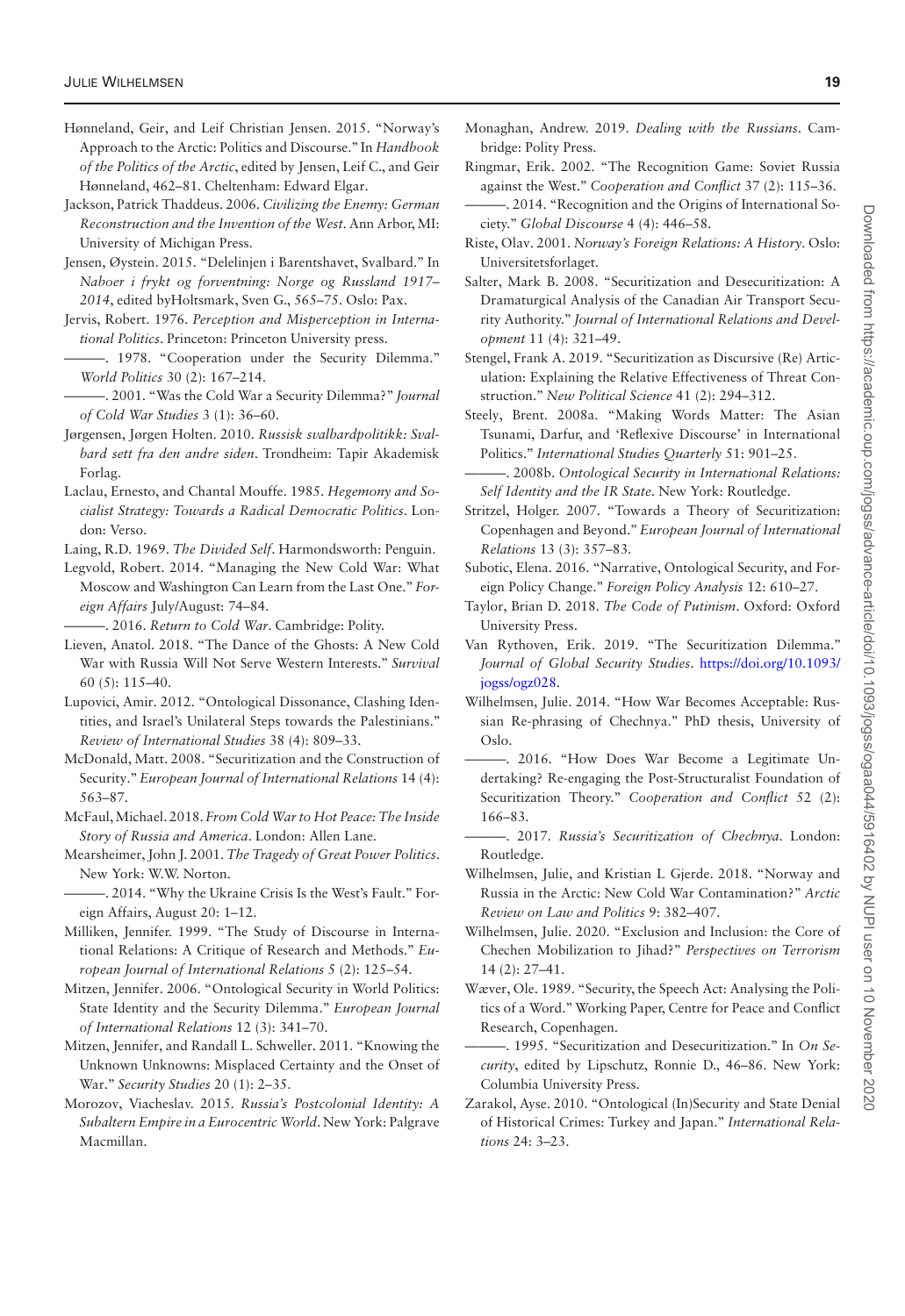Hønneland, Geir, and Leif Christian Jensen. 2015. "Norway's Approach to the Arctic: Politics and Discourse." In *Handbook of the Politics of the Arctic*, edited by Jensen, Leif C., and Geir Hønneland, 462–81. Cheltenham: Edward Elgar.

Jackson, Patrick Thaddeus. 2006. *Civilizing the Enemy: German Reconstruction and the Invention of the West*. Ann Arbor, MI: University of Michigan Press.

Jensen, Øystein. 2015. "Delelinjen i Barentshavet, Svalbard." In *Naboer i frykt og forventning: Norge og Russland 1917–2014*, edited byHoltsmark, Sven G., 565–75. Oslo: Pax.

Jervis, Robert. 1976. *Perception and Misperception in International Politics*. Princeton: Princeton University press.

———. 1978. "Cooperation under the Security Dilemma." *World Politics* 30 (2): 167–214.

———. 2001. "Was the Cold War a Security Dilemma?" *Journal of Cold War Studies* 3 (1): 36–60.

Jørgensen, Jørgen Holten. 2010. *Russisk svalbardpolitikk: Svalbard sett fra den andre siden*. Trondheim: Tapir Akademisk Forlag.

Laclau, Ernesto, and Chantal Mouffe. 1985. *Hegemony and Socialist Strategy: Towards a Radical Democratic Politics*. London: Verso.

Laing, R.D. 1969. *The Divided Self*. Harmondsworth: Penguin.

Legvold, Robert. 2014. "Managing the New Cold War: What Moscow and Washington Can Learn from the Last One." *Foreign Affairs* July/August: 74–84.

———. 2016. *Return to Cold War*. Cambridge: Polity.

Lieven, Anatol. 2018. "The Dance of the Ghosts: A New Cold War with Russia Will Not Serve Western Interests." *Survival* 60 (5): 115–40.

Lupovici, Amir. 2012. "Ontological Dissonance, Clashing Identities, and Israel's Unilateral Steps towards the Palestinians." *Review of International Studies* 38 (4): 809–33.

McDonald, Matt. 2008. "Securitization and the Construction of Security." *European Journal of International Relations* 14 (4): 563–87.

McFaul, Michael. 2018. *From Cold War to Hot Peace: The Inside Story of Russia and America*. London: Allen Lane.

Mearsheimer, John J. 2001. *The Tragedy of Great Power Politics*. New York: W.W. Norton.

———. 2014. "Why the Ukraine Crisis Is the West's Fault." Foreign Affairs, August 20: 1–12.

Milliken, Jennifer. 1999. "The Study of Discourse in International Relations: A Critique of Research and Methods." *European Journal of International Relations* 5 (2): 125–54.

Mitzen, Jennifer. 2006. "Ontological Security in World Politics: State Identity and the Security Dilemma." *European Journal of International Relations* 12 (3): 341–70.

Mitzen, Jennifer, and Randall L. Schweller. 2011. "Knowing the Unknown Unknowns: Misplaced Certainty and the Onset of War." *Security Studies* 20 (1): 2–35.

Morozov, Viacheslav. 2015. *Russia's Postcolonial Identity: A Subaltern Empire in a Eurocentric World*. New York: Palgrave Macmillan.

Monaghan, Andrew. 2019. *Dealing with the Russians*. Cambridge: Polity Press.

Ringmar, Erik. 2002. "The Recognition Game: Soviet Russia against the West." *Cooperation and Conflict* 37 (2): 115–36.

———. 2014. "Recognition and the Origins of International Society." *Global Discourse* 4 (4): 446–58.

Riste, Olav. 2001. *Norway's Foreign Relations: A History*. Oslo: Universitetsforlaget.

Salter, Mark B. 2008. "Securitization and Desecuritization: A Dramaturgical Analysis of the Canadian Air Transport Security Authority." *Journal of International Relations and Development* 11 (4): 321–49.

Stengel, Frank A. 2019. "Securitization as Discursive (Re) Articulation: Explaining the Relative Effectiveness of Threat Construction." *New Political Science* 41 (2): 294–312.

Steely, Brent. 2008a. "Making Words Matter: The Asian Tsunami, Darfur, and 'Reflexive Discourse' in International Politics." *International Studies Quarterly* 51: 901–25.

———. 2008b. *Ontological Security in International Relations: Self Identity and the IR State*. New York: Routledge.

Stritzel, Holger. 2007. "Towards a Theory of Securitization: Copenhagen and Beyond." *European Journal of International Relations* 13 (3): 357–83.

Subotic, Elena. 2016. "Narrative, Ontological Security, and Foreign Policy Change." *Foreign Policy Analysis* 12: 610–27.

Taylor, Brian D. 2018. *The Code of Putinism*. Oxford: Oxford University Press.

Van Rythoven, Erik. 2019. "The Securitization Dilemma." *Journal of Global Security Studies*. https://doi.org/10.1093/jogss/ogz028.

Wilhelmsen, Julie. 2014. "How War Becomes Acceptable: Russian Re-phrasing of Chechnya." PhD thesis, University of Oslo.

———. 2016. "How Does War Become a Legitimate Undertaking? Re-engaging the Post-Structuralist Foundation of Securitization Theory." *Cooperation and Conflict* 52 (2): 166–83.

———. 2017. *Russia's Securitization of Chechnya*. London: Routledge.

Wilhelmsen, Julie, and Kristian L Gjerde. 2018. "Norway and Russia in the Arctic: New Cold War Contamination?" *Arctic Review on Law and Politics* 9: 382–407.

Wilhelmsen, Julie. 2020. "Exclusion and Inclusion: the Core of Chechen Mobilization to Jihad?" *Perspectives on Terrorism* 14 (2): 27–41.

Wæver, Ole. 1989. "Security, the Speech Act: Analysing the Politics of a Word." Working Paper, Centre for Peace and Conflict Research, Copenhagen.

———. 1995. "Securitization and Desecuritization." In *On Security*, edited by Lipschutz, Ronnie D., 46–86. New York: Columbia University Press.

Zarakol, Ayse. 2010. "Ontological (In)Security and State Denial of Historical Crimes: Turkey and Japan." *International Relations* 24: 3–23.